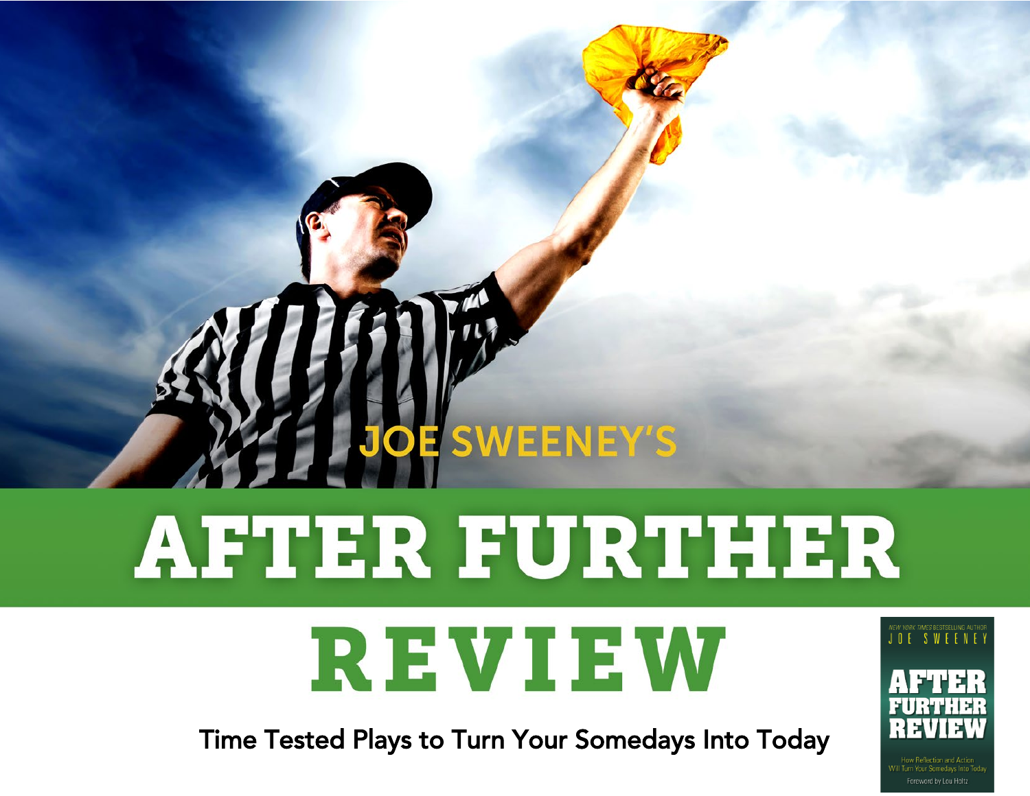JOE SWEENEY'S

# AFTER FURTHER REVIEW

Time Tested Plays to Turn Your Somedays Into Today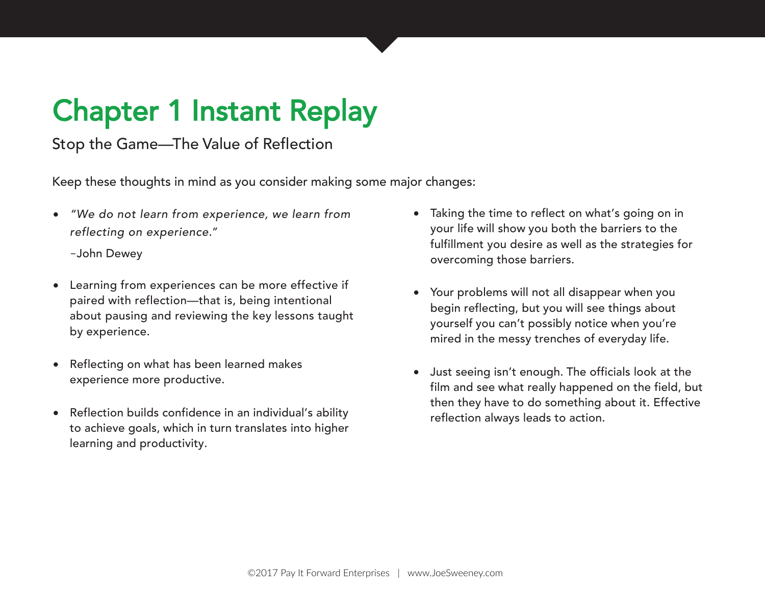# Chapter 1 Instant Replay

## Stop the Game—The Value of Reflection

Keep these thoughts in mind as you consider making some major changes:

- *"We do not learn from experience, we learn from reflecting on experience."*

  –John Dewey

- Learning from experiences can be more effective if paired with reflection—that is, being intentional about pausing and reviewing the key lessons taught by experience.

- Reflecting on what has been learned makes experience more productive.

- Reflection builds confidence in an individual's ability to achieve goals, which in turn translates into higher learning and productivity.

- Taking the time to reflect on what's going on in your life will show you both the barriers to the fulfillment you desire as well as the strategies for overcoming those barriers.

- Your problems will not all disappear when you begin reflecting, but you will see things about yourself you can't possibly notice when you're mired in the messy trenches of everyday life.

- Just seeing isn't enough. The officials look at the film and see what really happened on the field, but then they have to do something about it. Effective reflection always leads to action.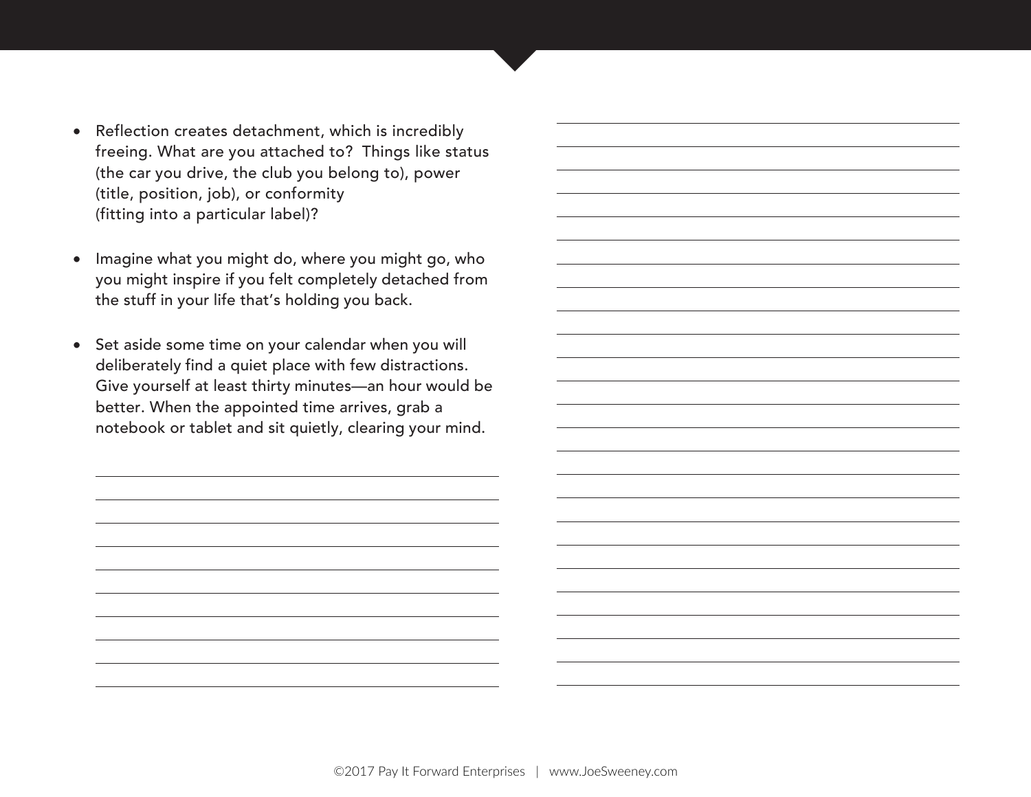- Reflection creates detachment, which is incredibly freeing. What are you attached to? Things like status (the car you drive, the club you belong to), power (title, position, job), or conformity (fitting into a particular label)?

- Imagine what you might do, where you might go, who you might inspire if you felt completely detached from the stuff in your life that's holding you back.

- Set aside some time on your calendar when you will deliberately find a quiet place with few distractions. Give yourself at least thirty minutes—an hour would be better. When the appointed time arrives, grab a notebook or tablet and sit quietly, clearing your mind.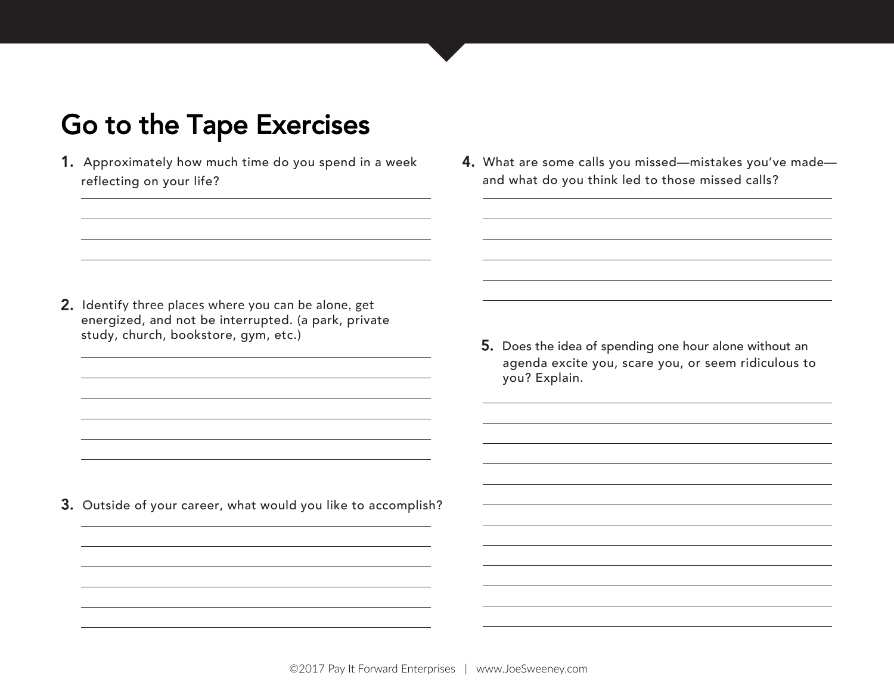# Go to the Tape Exercises

1. Approximately how much time do you spend in a week reflecting on your life?

2. Identify three places where you can be alone, get energized, and not be interrupted. (a park, private study, church, bookstore, gym, etc.)

3. Outside of your career, what would you like to accomplish?

4. What are some calls you missed—mistakes you've made—and what do you think led to those missed calls?

5. Does the idea of spending one hour alone without an agenda excite you, scare you, or seem ridiculous to you? Explain.

©2017 Pay It Forward Enterprises | www.JoeSweeney.com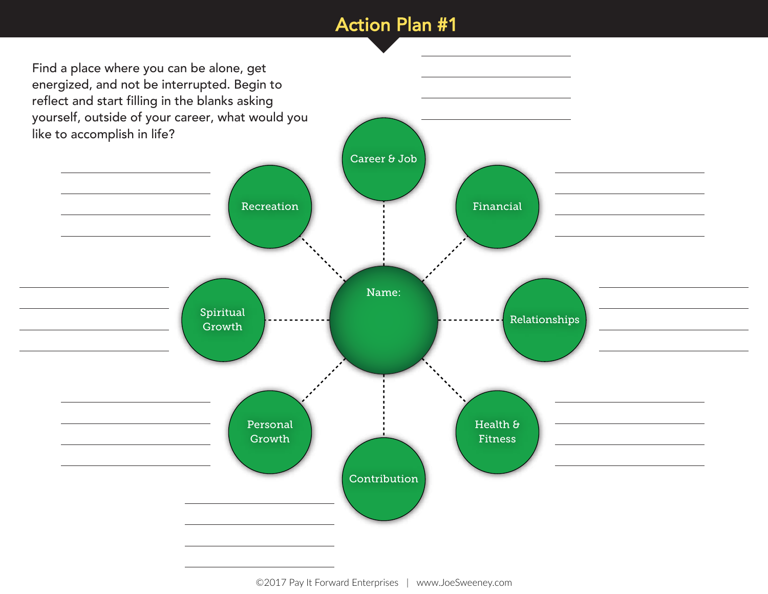# Action Plan #1

Find a place where you can be alone, get energized, and not be interrupted. Begin to reflect and start filling in the blanks asking yourself, outside of your career, what would you like to accomplish in life?

Name:

Career & Job

Financial

Relationships

Health & Fitness

Contribution

Personal Growth

Spiritual Growth

Recreation

©2017 Pay It Forward Enterprises | www.JoeSweeney.com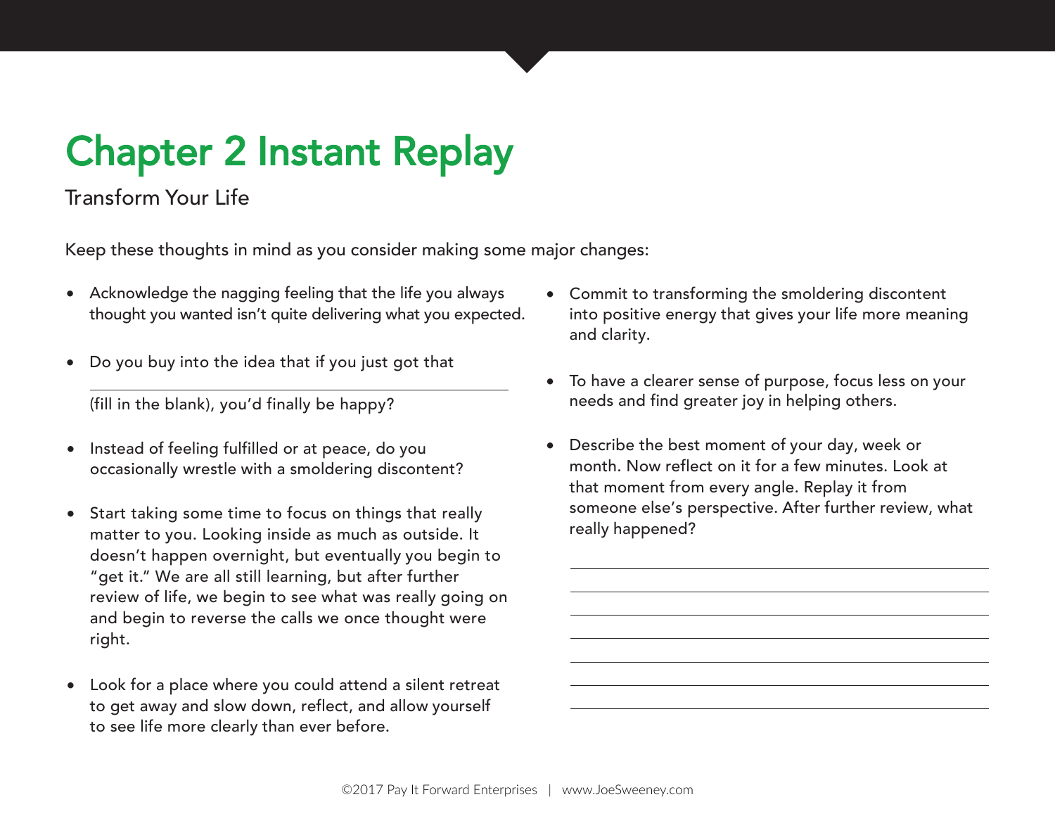# Chapter 2 Instant Replay

## Transform Your Life

Keep these thoughts in mind as you consider making some major changes:

- Acknowledge the nagging feeling that the life you always thought you wanted isn't quite delivering what you expected.
- Do you buy into the idea that if you just got that
  
  ______________________________
  
  (fill in the blank), you'd finally be happy?
- Instead of feeling fulfilled or at peace, do you occasionally wrestle with a smoldering discontent?
- Start taking some time to focus on things that really matter to you. Looking inside as much as outside. It doesn't happen overnight, but eventually you begin to "get it." We are all still learning, but after further review of life, we begin to see what was really going on and begin to reverse the calls we once thought were right.
- Look for a place where you could attend a silent retreat to get away and slow down, reflect, and allow yourself to see life more clearly than ever before.
- Commit to transforming the smoldering discontent into positive energy that gives your life more meaning and clarity.
- To have a clearer sense of purpose, focus less on your needs and find greater joy in helping others.
- Describe the best moment of your day, week or month. Now reflect on it for a few minutes. Look at that moment from every angle. Replay it from someone else's perspective. After further review, what really happened?

______________________________

______________________________

______________________________

______________________________

______________________________

______________________________

______________________________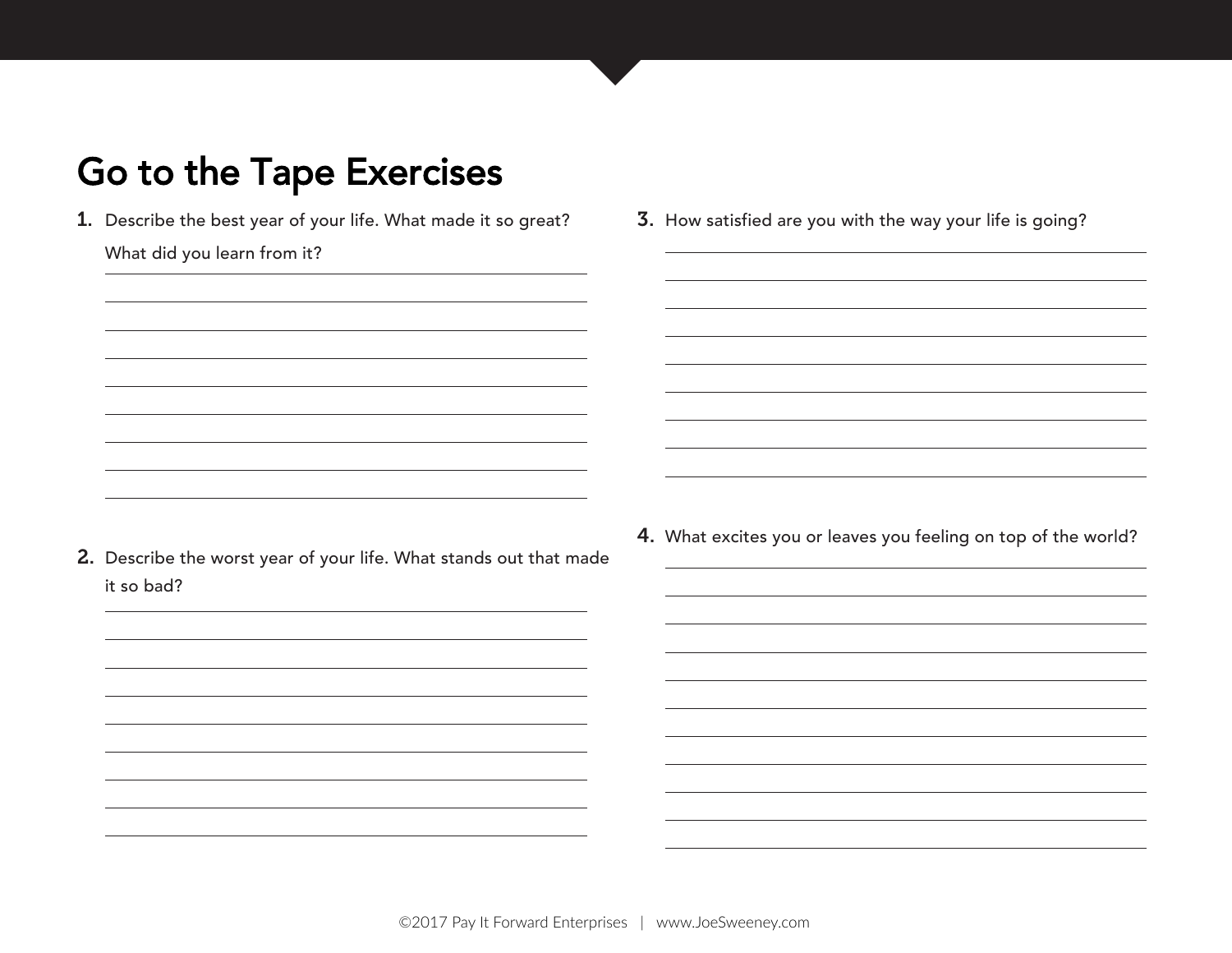# Go to the Tape Exercises

1. Describe the best year of your life. What made it so great? What did you learn from it?

2. Describe the worst year of your life. What stands out that made it so bad?

3. How satisfied are you with the way your life is going?

4. What excites you or leaves you feeling on top of the world?

©2017 Pay It Forward Enterprises | www.JoeSweeney.com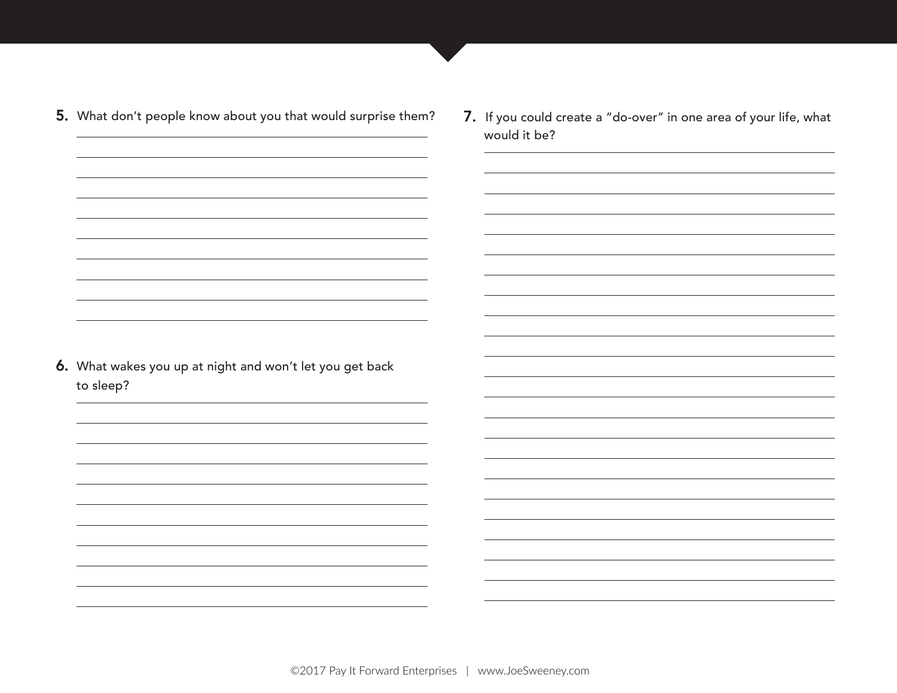5. What don't people know about you that would surprise them?

6. What wakes you up at night and won't let you get back to sleep?

7. If you could create a "do-over" in one area of your life, what would it be?

©2017 Pay It Forward Enterprises | www.JoeSweeney.com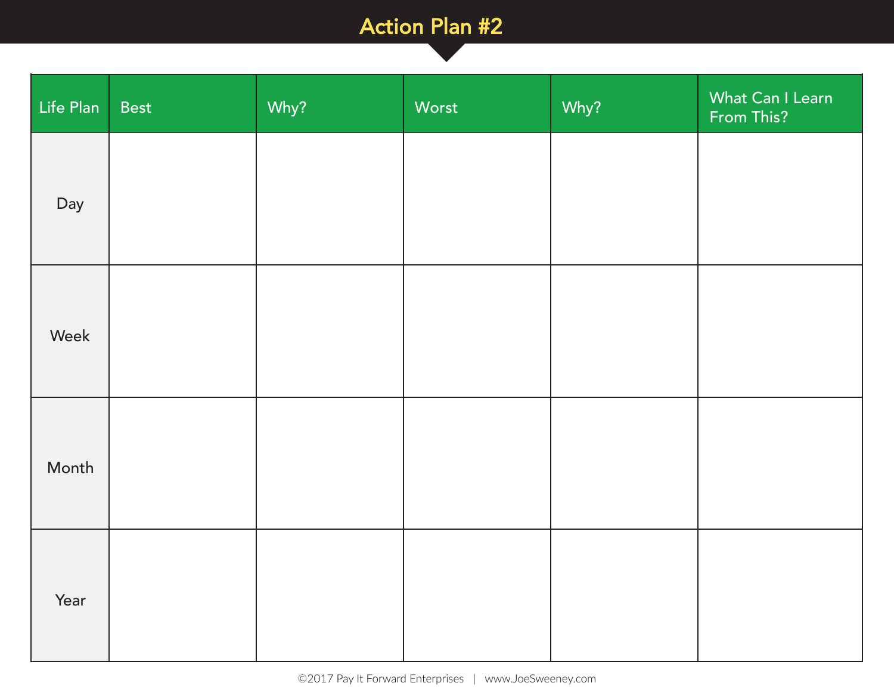# Action Plan #2

| Life Plan | Best | Why? | Worst | Why? | What Can I Learn From This? |
|---|---|---|---|---|---|
| Day | | | | | |
| Week | | | | | |
| Month | | | | | |
| Year | | | | | |

©2017 Pay It Forward Enterprises | www.JoeSweeney.com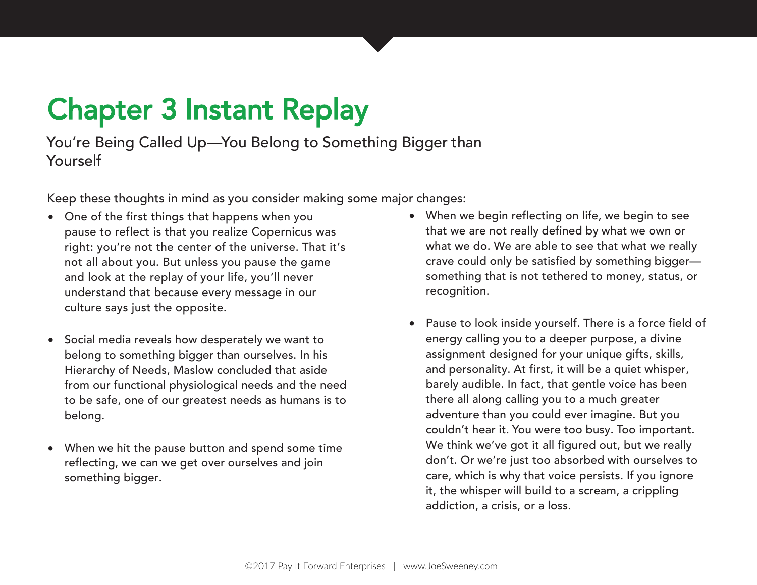# Chapter 3 Instant Replay

## You're Being Called Up—You Belong to Something Bigger than Yourself

Keep these thoughts in mind as you consider making some major changes:

- One of the first things that happens when you pause to reflect is that you realize Copernicus was right: you're not the center of the universe. That it's not all about you. But unless you pause the game and look at the replay of your life, you'll never understand that because every message in our culture says just the opposite.

- Social media reveals how desperately we want to belong to something bigger than ourselves. In his Hierarchy of Needs, Maslow concluded that aside from our functional physiological needs and the need to be safe, one of our greatest needs as humans is to belong.

- When we hit the pause button and spend some time reflecting, we can we get over ourselves and join something bigger.

- When we begin reflecting on life, we begin to see that we are not really defined by what we own or what we do. We are able to see that what we really crave could only be satisfied by something bigger—something that is not tethered to money, status, or recognition.

- Pause to look inside yourself. There is a force field of energy calling you to a deeper purpose, a divine assignment designed for your unique gifts, skills, and personality. At first, it will be a quiet whisper, barely audible. In fact, that gentle voice has been there all along calling you to a much greater adventure than you could ever imagine. But you couldn't hear it. You were too busy. Too important. We think we've got it all figured out, but we really don't. Or we're just too absorbed with ourselves to care, which is why that voice persists. If you ignore it, the whisper will build to a scream, a crippling addiction, a crisis, or a loss.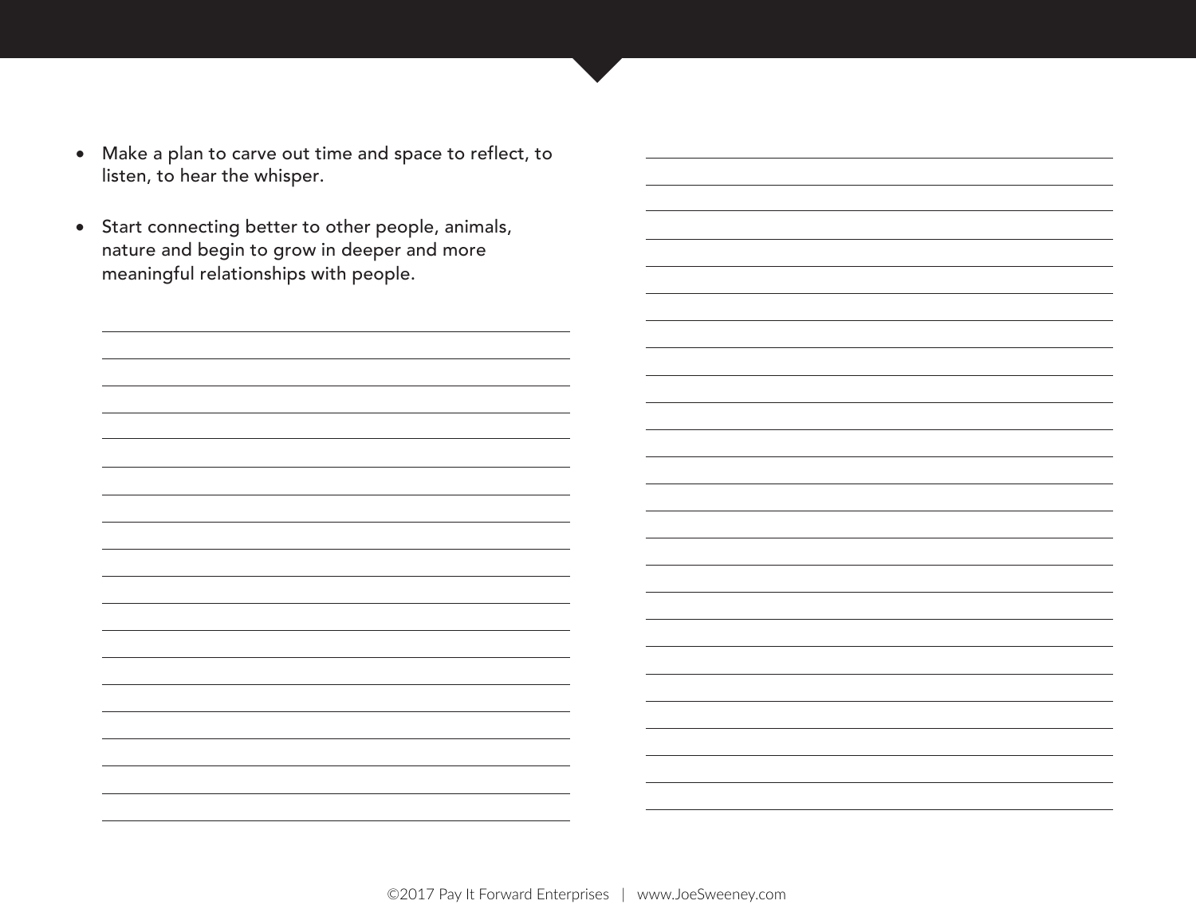- Make a plan to carve out time and space to reflect, to listen, to hear the whisper.
- Start connecting better to other people, animals, nature and begin to grow in deeper and more meaningful relationships with people.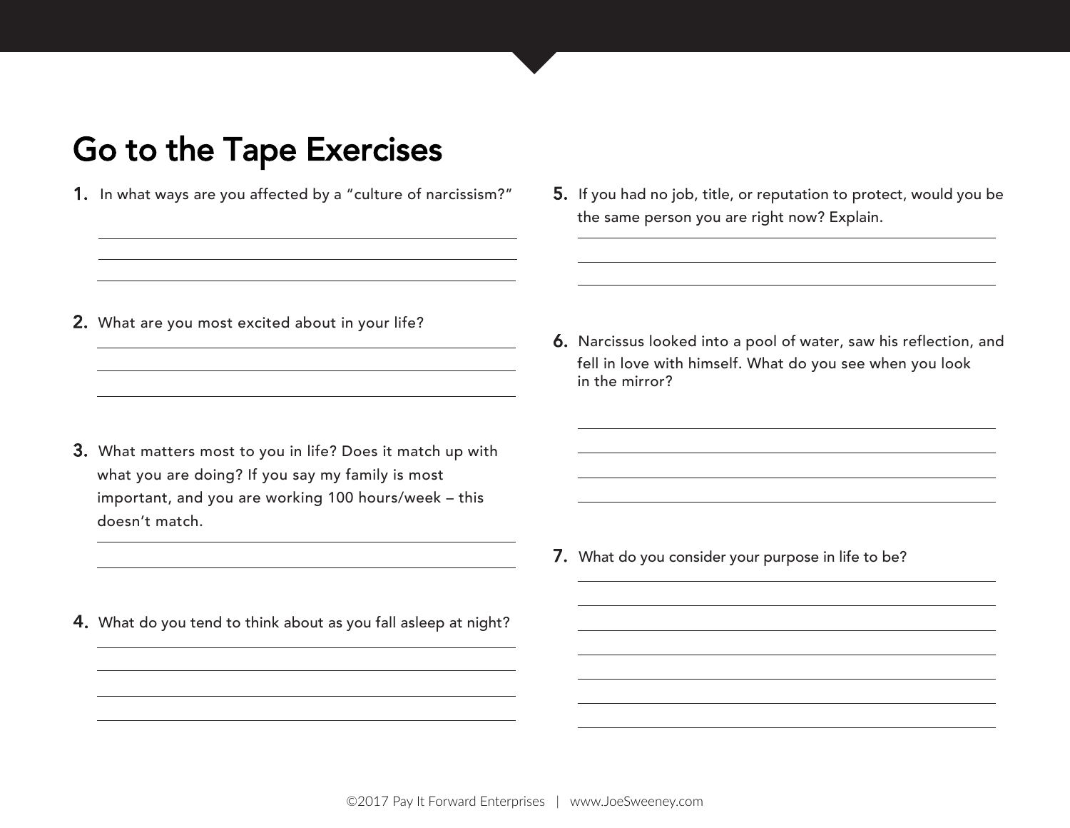# Go to the Tape Exercises

1. In what ways are you affected by a "culture of narcissism?"

2. What are you most excited about in your life?

3. What matters most to you in life? Does it match up with what you are doing? If you say my family is most important, and you are working 100 hours/week – this doesn't match.

4. What do you tend to think about as you fall asleep at night?

5. If you had no job, title, or reputation to protect, would you be the same person you are right now? Explain.

6. Narcissus looked into a pool of water, saw his reflection, and fell in love with himself. What do you see when you look in the mirror?

7. What do you consider your purpose in life to be?

©2017 Pay It Forward Enterprises | www.JoeSweeney.com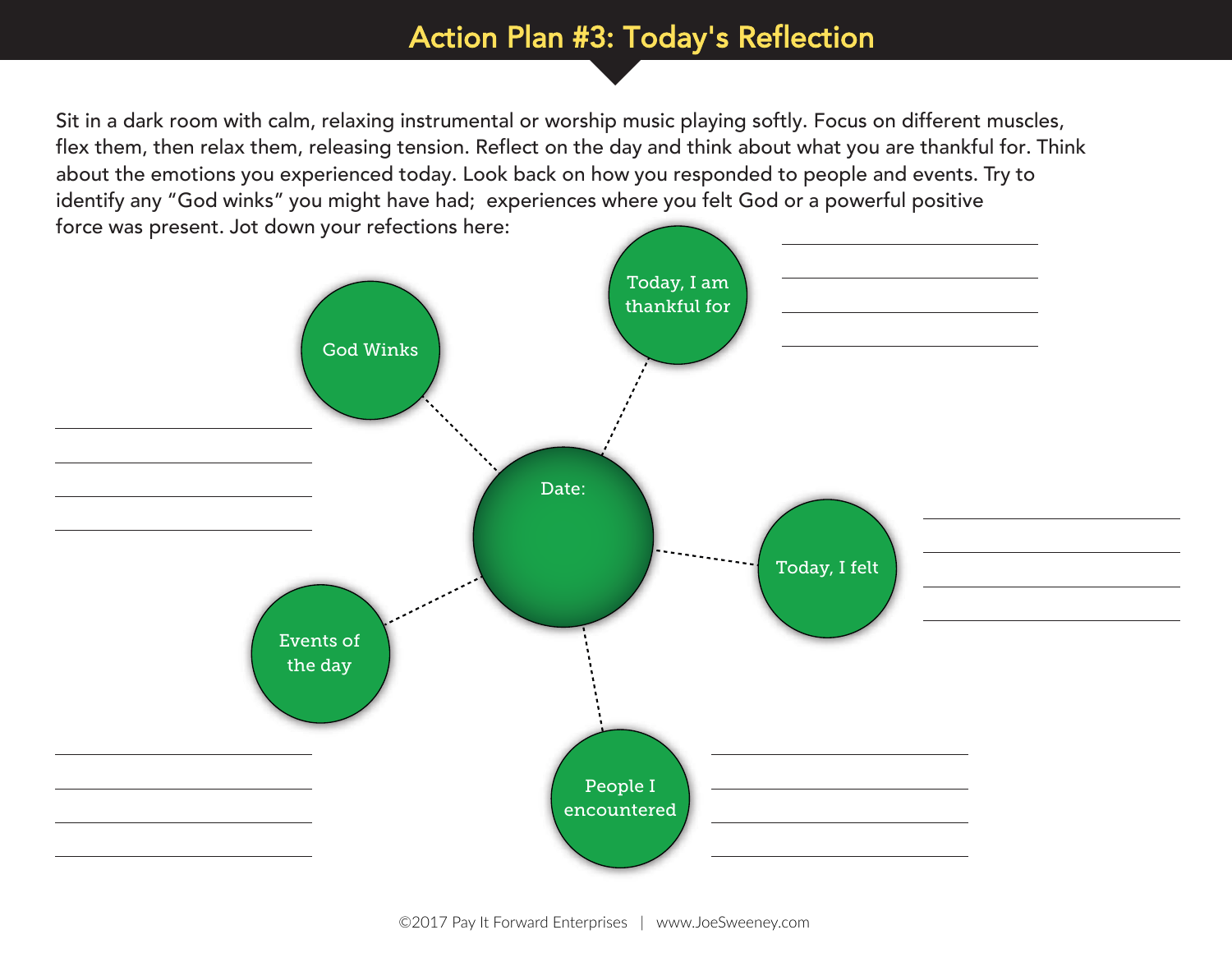# Action Plan #3: Today's Reflection

Sit in a dark room with calm, relaxing instrumental or worship music playing softly. Focus on different muscles, flex them, then relax them, releasing tension. Reflect on the day and think about what you are thankful for. Think about the emotions you experienced today. Look back on how you responded to people and events. Try to identify any "God winks" you might have had;  experiences where you felt God or a powerful positive force was present. Jot down your refections here:

Date:

Today, I am thankful for

______________________________
______________________________
______________________________
______________________________

God Winks

______________________________
______________________________
______________________________
______________________________

Today, I felt

______________________________
______________________________
______________________________
______________________________

Events of the day

______________________________
______________________________
______________________________
______________________________

People I encountered

______________________________
______________________________
______________________________
______________________________

©2017 Pay It Forward Enterprises | www.JoeSweeney.com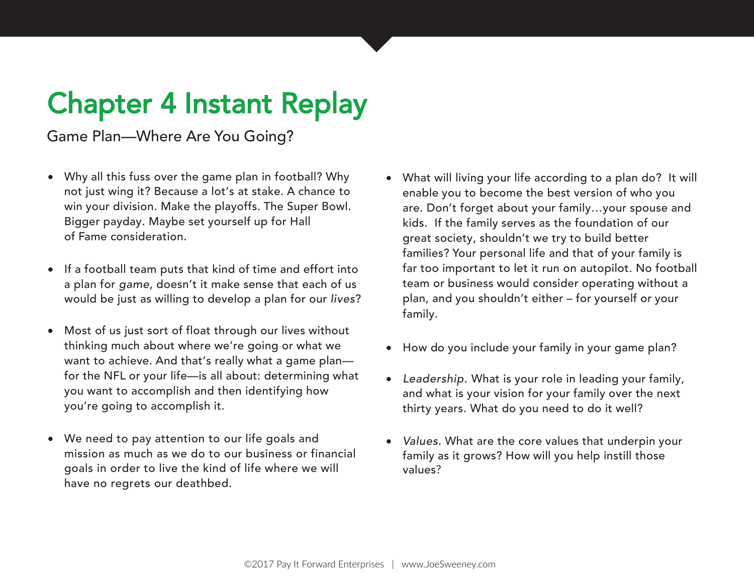# Chapter 4 Instant Replay

Game Plan—Where Are You Going?

- Why all this fuss over the game plan in football? Why not just wing it? Because a lot's at stake. A chance to win your division. Make the playoffs. The Super Bowl. Bigger payday. Maybe set yourself up for Hall of Fame consideration.

- If a football team puts that kind of time and effort into a plan for *game*, doesn't it make sense that each of us would be just as willing to develop a plan for our *lives*?

- Most of us just sort of float through our lives without thinking much about where we're going or what we want to achieve. And that's really what a game plan—for the NFL or your life—is all about: determining what you want to accomplish and then identifying how you're going to accomplish it.

- We need to pay attention to our life goals and mission as much as we do to our business or financial goals in order to live the kind of life where we will have no regrets our deathbed.

- What will living your life according to a plan do? It will enable you to become the best version of who you are. Don't forget about your family…your spouse and kids. If the family serves as the foundation of our great society, shouldn't we try to build better families? Your personal life and that of your family is far too important to let it run on autopilot. No football team or business would consider operating without a plan, and you shouldn't either – for yourself or your family.

- How do you include your family in your game plan?

- *Leadership.* What is your role in leading your family, and what is your vision for your family over the next thirty years. What do you need to do it well?

- *Values.* What are the core values that underpin your family as it grows? How will you help instill those values?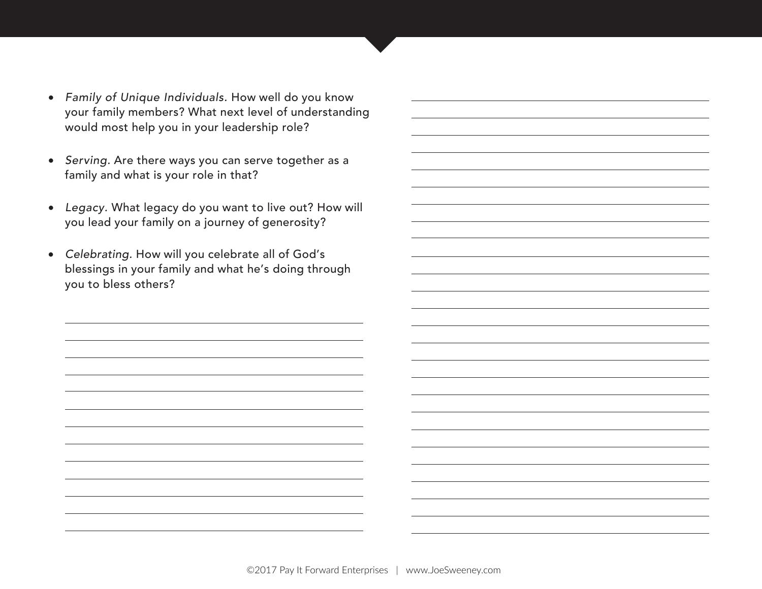- *Family of Unique Individuals.* How well do you know your family members? What next level of understanding would most help you in your leadership role?

- *Serving.* Are there ways you can serve together as a family and what is your role in that?

- *Legacy.* What legacy do you want to live out? How will you lead your family on a journey of generosity?

- *Celebrating.* How will you celebrate all of God's blessings in your family and what he's doing through you to bless others?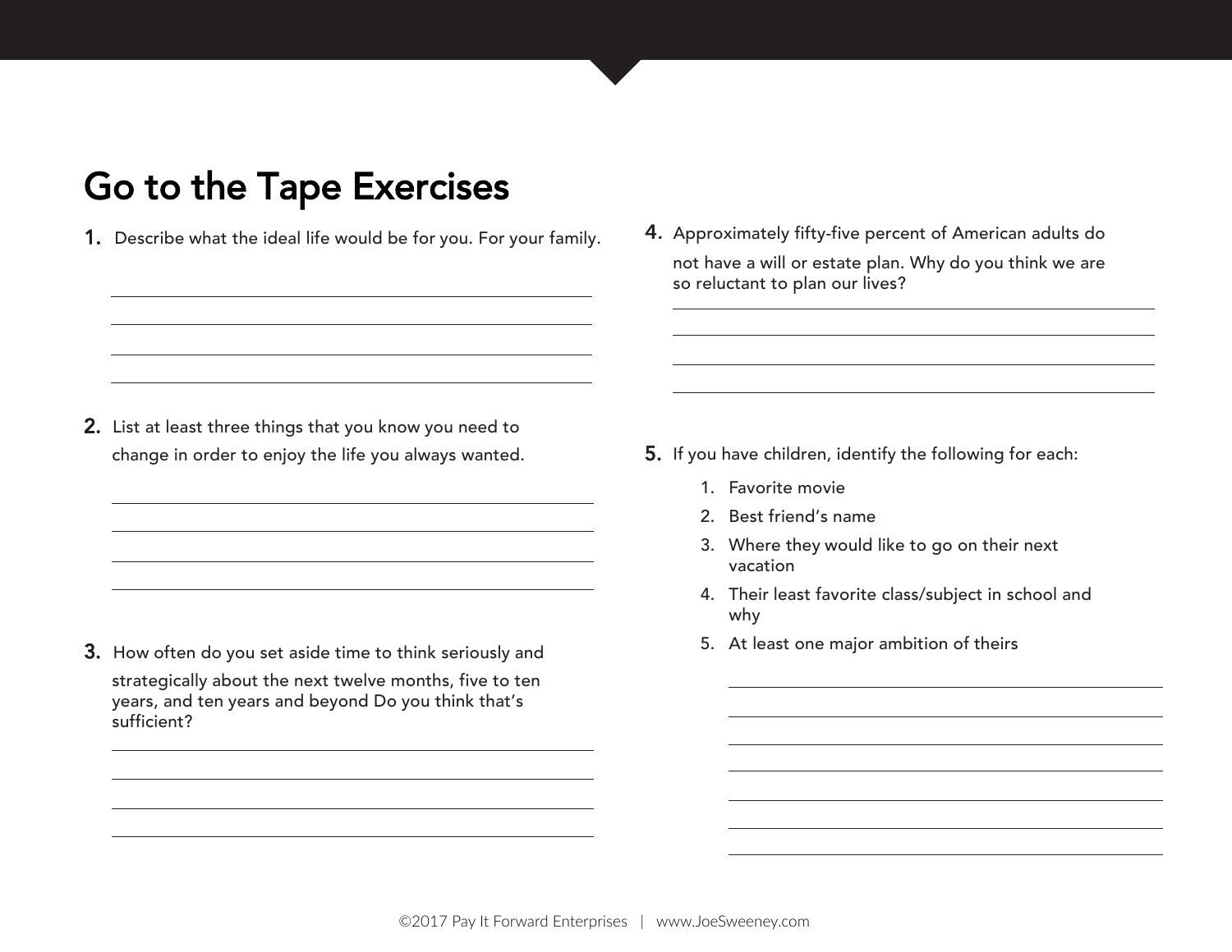# Go to the Tape Exercises

1. Describe what the ideal life would be for you. For your family.

2. List at least three things that you know you need to change in order to enjoy the life you always wanted.

3. How often do you set aside time to think seriously and strategically about the next twelve months, five to ten years, and ten years and beyond Do you think that's sufficient?

4. Approximately fifty-five percent of American adults do not have a will or estate plan. Why do you think we are so reluctant to plan our lives?

5. If you have children, identify the following for each:
   1. Favorite movie
   2. Best friend's name
   3. Where they would like to go on their next vacation
   4. Their least favorite class/subject in school and why
   5. At least one major ambition of theirs

©2017 Pay It Forward Enterprises | www.JoeSweeney.com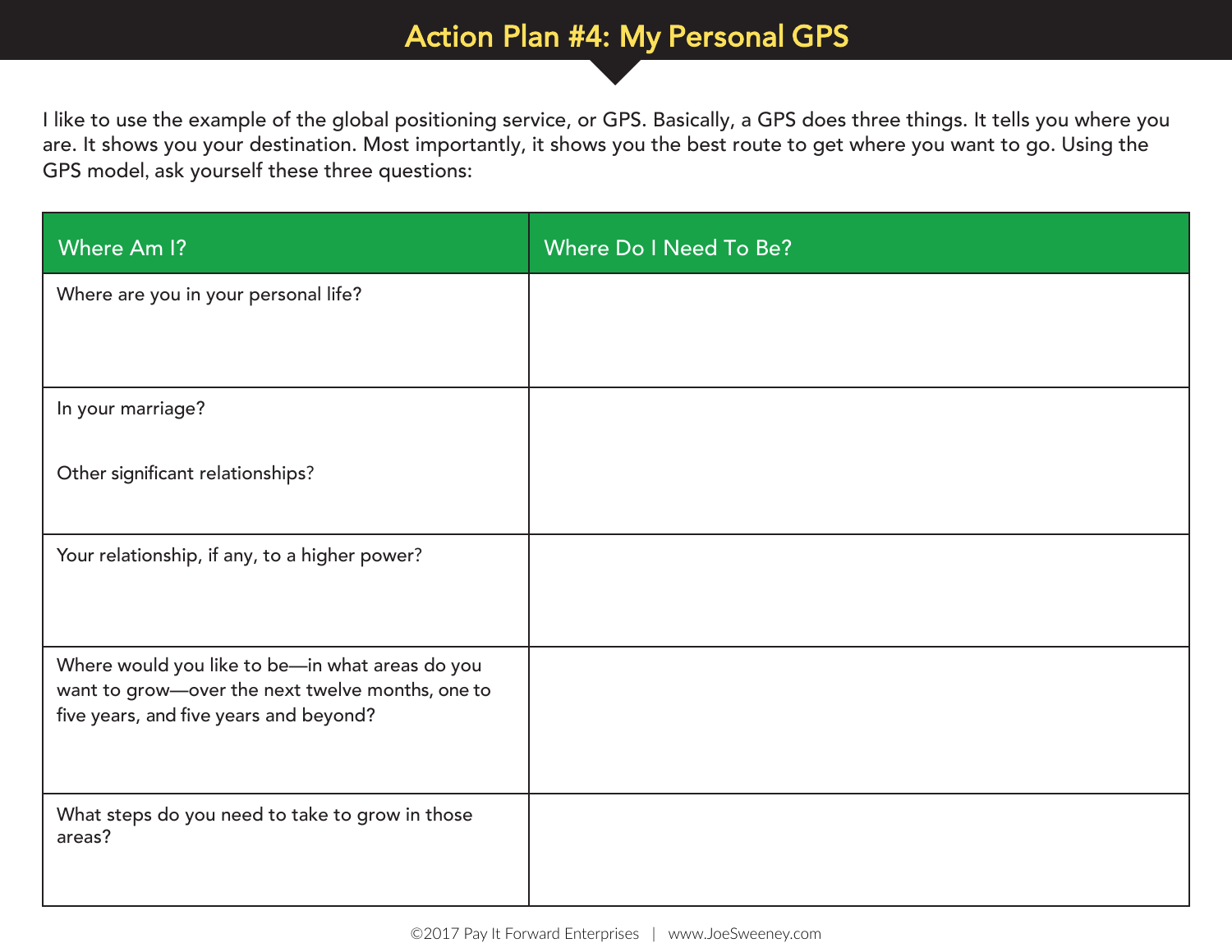# Action Plan #4: My Personal GPS

I like to use the example of the global positioning service, or GPS. Basically, a GPS does three things. It tells you where you are. It shows you your destination. Most importantly, it shows you the best route to get where you want to go. Using the GPS model, ask yourself these three questions:

| Where Am I? | Where Do I Need To Be? |
|---|---|
| Where are you in your personal life? | |
| In your marriage?<br><br>Other significant relationships? | |
| Your relationship, if any, to a higher power? | |
| Where would you like to be—in what areas do you want to grow—over the next twelve months, one to five years, and five years and beyond? | |
| What steps do you need to take to grow in those areas? | |

©2017 Pay It Forward Enterprises | www.JoeSweeney.com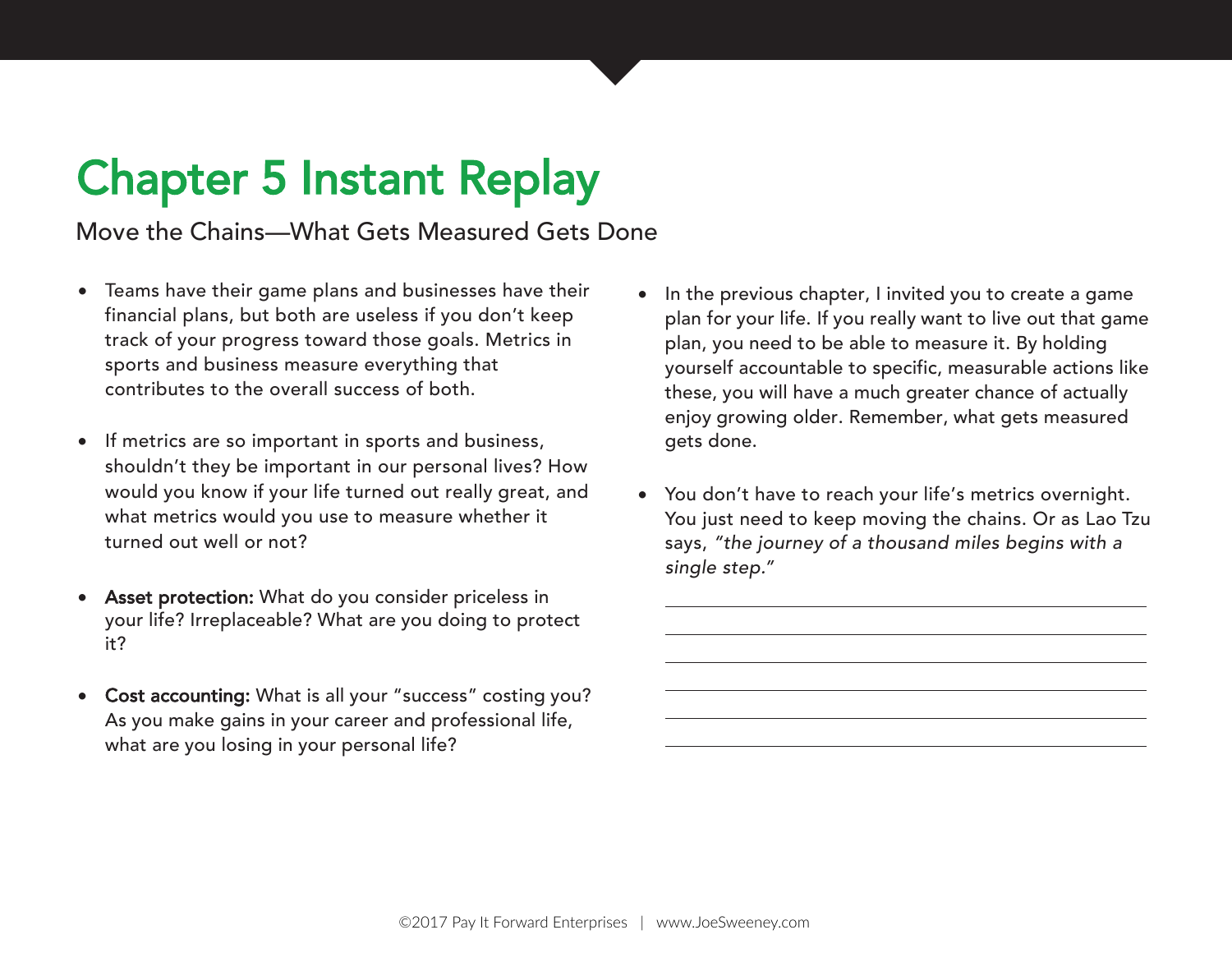# Chapter 5 Instant Replay

Move the Chains—What Gets Measured Gets Done

- Teams have their game plans and businesses have their financial plans, but both are useless if you don't keep track of your progress toward those goals. Metrics in sports and business measure everything that contributes to the overall success of both.

- If metrics are so important in sports and business, shouldn't they be important in our personal lives? How would you know if your life turned out really great, and what metrics would you use to measure whether it turned out well or not?

- **Asset protection:** What do you consider priceless in your life? Irreplaceable? What are you doing to protect it?

- **Cost accounting:** What is all your "success" costing you? As you make gains in your career and professional life, what are you losing in your personal life?

- In the previous chapter, I invited you to create a game plan for your life. If you really want to live out that game plan, you need to be able to measure it. By holding yourself accountable to specific, measurable actions like these, you will have a much greater chance of actually enjoy growing older. Remember, what gets measured gets done.

- You don't have to reach your life's metrics overnight. You just need to keep moving the chains. Or as Lao Tzu says, *"the journey of a thousand miles begins with a single step."*

______________________________________________

______________________________________________

______________________________________________

______________________________________________

______________________________________________

______________________________________________

©2017 Pay It Forward Enterprises | www.JoeSweeney.com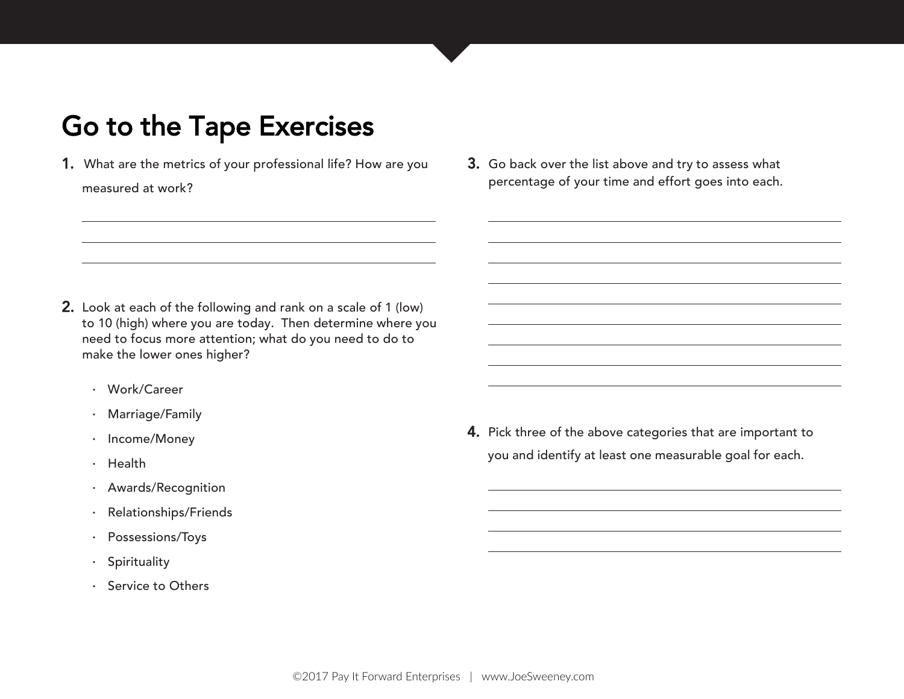# Go to the Tape Exercises

**1.** What are the metrics of your professional life? How are you measured at work?

**2.** Look at each of the following and rank on a scale of 1 (low) to 10 (high) where you are today. Then determine where you need to focus more attention; what do you need to do to make the lower ones higher?

- Work/Career
- Marriage/Family
- Income/Money
- Health
- Awards/Recognition
- Relationships/Friends
- Possessions/Toys
- Spirituality
- Service to Others

**3.** Go back over the list above and try to assess what percentage of your time and effort goes into each.

**4.** Pick three of the above categories that are important to you and identify at least one measurable goal for each.

©2017 Pay It Forward Enterprises | www.JoeSweeney.com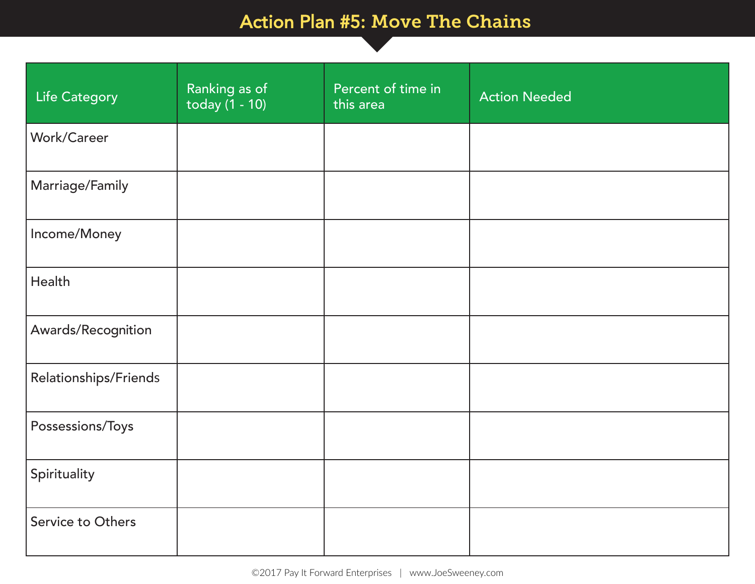# Action Plan #5: Move The Chains

| Life Category | Ranking as of today (1 - 10) | Percent of time in this area | Action Needed |
|---|---|---|---|
| Work/Career | | | |
| Marriage/Family | | | |
| Income/Money | | | |
| Health | | | |
| Awards/Recognition | | | |
| Relationships/Friends | | | |
| Possessions/Toys | | | |
| Spirituality | | | |
| Service to Others | | | |

©2017 Pay It Forward Enterprises | www.JoeSweeney.com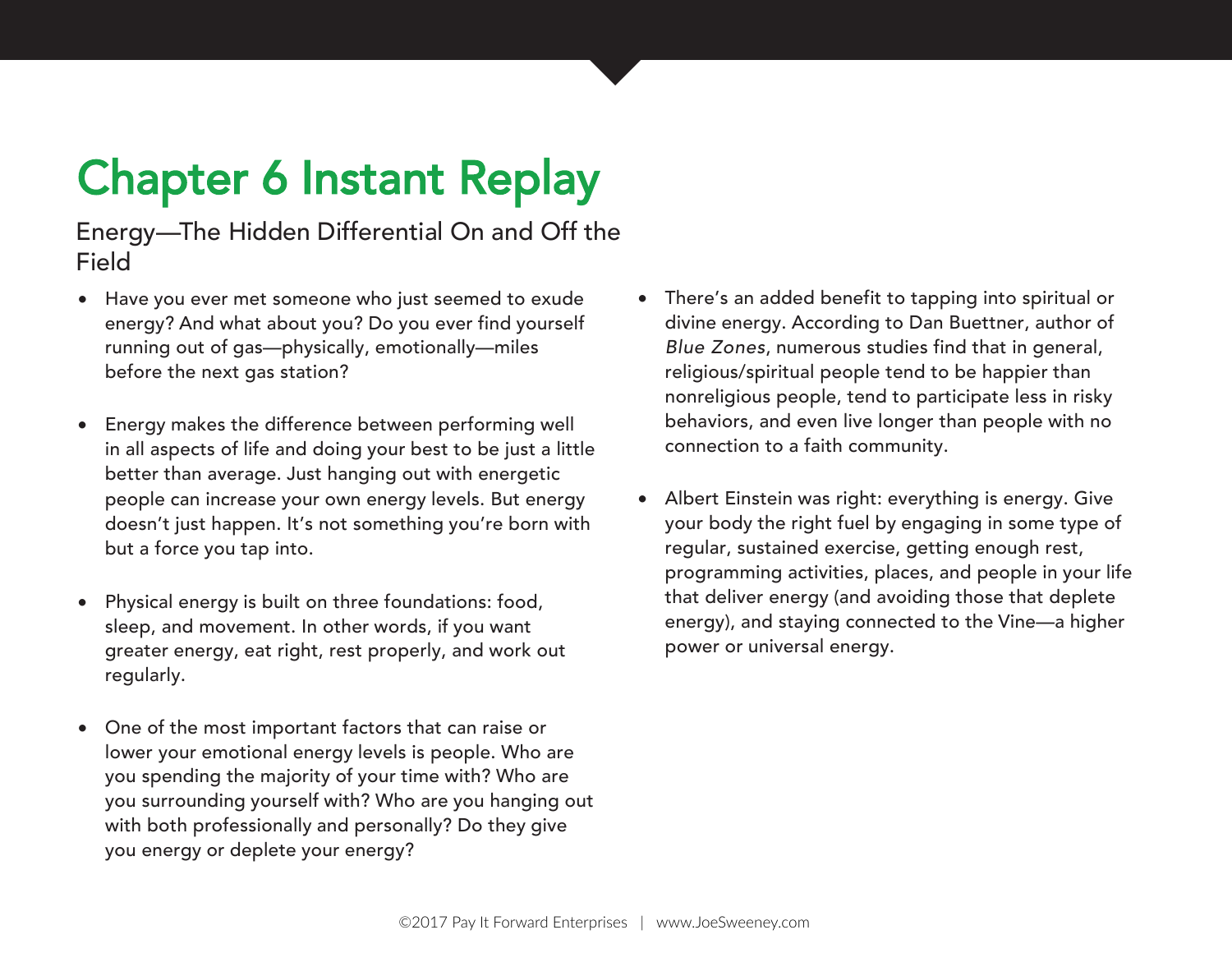# Chapter 6 Instant Replay

## Energy—The Hidden Differential On and Off the Field

- Have you ever met someone who just seemed to exude energy? And what about you? Do you ever find yourself running out of gas—physically, emotionally—miles before the next gas station?

- Energy makes the difference between performing well in all aspects of life and doing your best to be just a little better than average. Just hanging out with energetic people can increase your own energy levels. But energy doesn't just happen. It's not something you're born with but a force you tap into.

- Physical energy is built on three foundations: food, sleep, and movement. In other words, if you want greater energy, eat right, rest properly, and work out regularly.

- One of the most important factors that can raise or lower your emotional energy levels is people. Who are you spending the majority of your time with? Who are you surrounding yourself with? Who are you hanging out with both professionally and personally? Do they give you energy or deplete your energy?

- There's an added benefit to tapping into spiritual or divine energy. According to Dan Buettner, author of *Blue Zones*, numerous studies find that in general, religious/spiritual people tend to be happier than nonreligious people, tend to participate less in risky behaviors, and even live longer than people with no connection to a faith community.

- Albert Einstein was right: everything is energy. Give your body the right fuel by engaging in some type of regular, sustained exercise, getting enough rest, programming activities, places, and people in your life that deliver energy (and avoiding those that deplete energy), and staying connected to the Vine—a higher power or universal energy.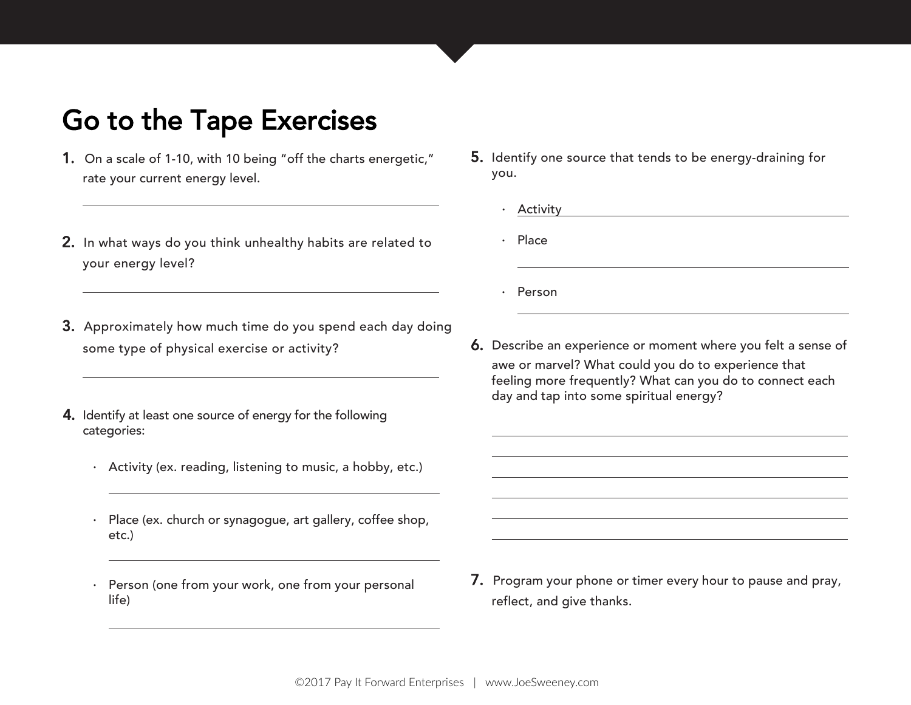# Go to the Tape Exercises

1. On a scale of 1-10, with 10 being "off the charts energetic," rate your current energy level.

2. In what ways do you think unhealthy habits are related to your energy level?

3. Approximately how much time do you spend each day doing some type of physical exercise or activity?

4. Identify at least one source of energy for the following categories:

   - Activity (ex. reading, listening to music, a hobby, etc.)
   - Place (ex. church or synagogue, art gallery, coffee shop, etc.)
   - Person (one from your work, one from your personal life)

5. Identify one source that tends to be energy-draining for you.

   - Activity
   - Place
   - Person

6. Describe an experience or moment where you felt a sense of awe or marvel? What could you do to experience that feeling more frequently? What can you do to connect each day and tap into some spiritual energy?

7. Program your phone or timer every hour to pause and pray, reflect, and give thanks.

©2017 Pay It Forward Enterprises | www.JoeSweeney.com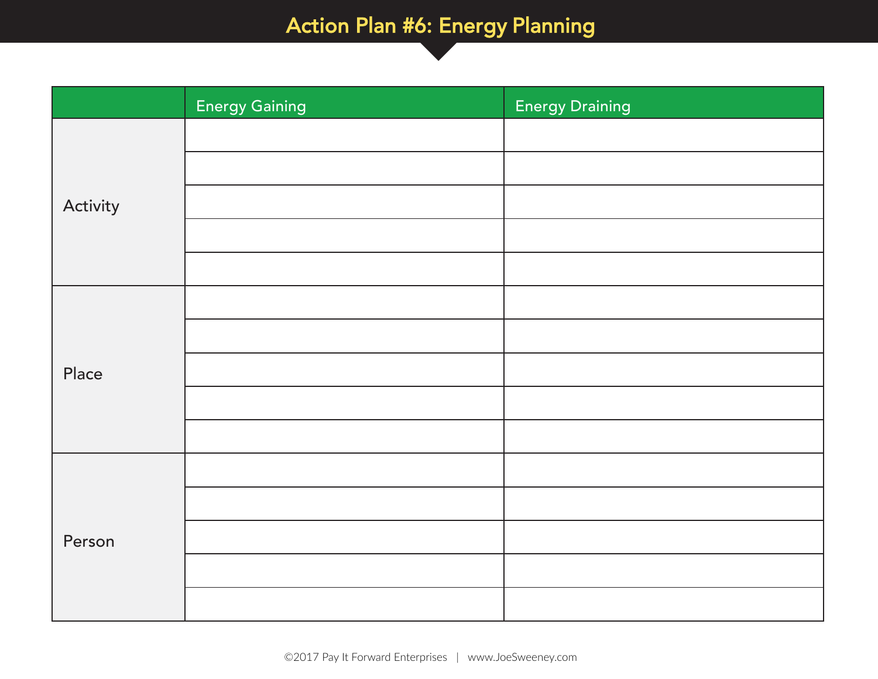# Action Plan #6: Energy Planning

| | Energy Gaining | Energy Draining |
|---|---|---|
| Activity | | |
| | | |
| | | |
| | | |
| | | |
| Place | | |
| | | |
| | | |
| | | |
| | | |
| Person | | |
| | | |
| | | |
| | | |
| | | |

©2017 Pay It Forward Enterprises | www.JoeSweeney.com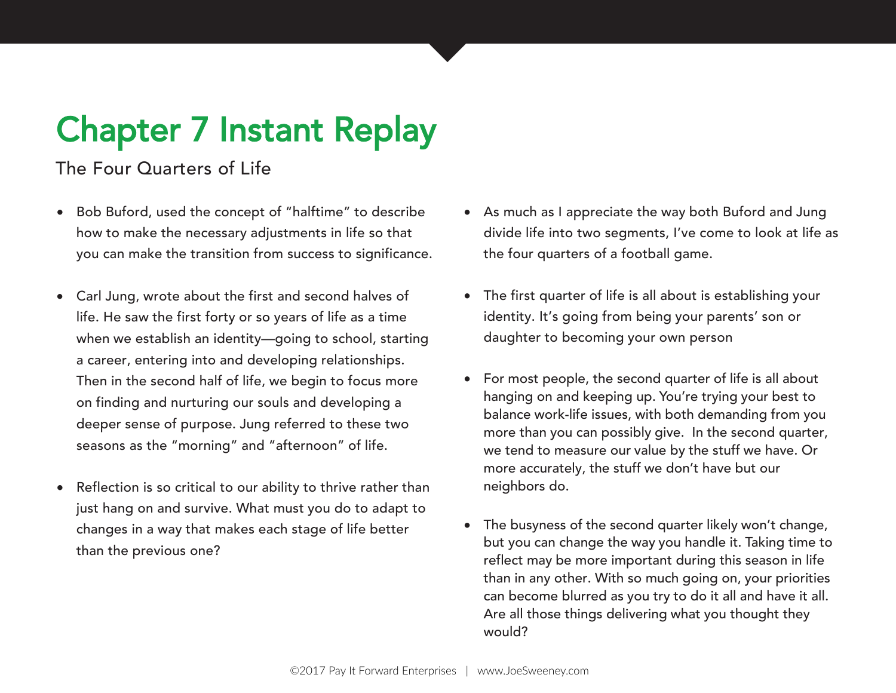# Chapter 7 Instant Replay

## The Four Quarters of Life

- Bob Buford, used the concept of "halftime" to describe how to make the necessary adjustments in life so that you can make the transition from success to significance.

- Carl Jung, wrote about the first and second halves of life. He saw the first forty or so years of life as a time when we establish an identity—going to school, starting a career, entering into and developing relationships. Then in the second half of life, we begin to focus more on finding and nurturing our souls and developing a deeper sense of purpose. Jung referred to these two seasons as the "morning" and "afternoon" of life.

- Reflection is so critical to our ability to thrive rather than just hang on and survive. What must you do to adapt to changes in a way that makes each stage of life better than the previous one?

- As much as I appreciate the way both Buford and Jung divide life into two segments, I've come to look at life as the four quarters of a football game.

- The first quarter of life is all about is establishing your identity. It's going from being your parents' son or daughter to becoming your own person

- For most people, the second quarter of life is all about hanging on and keeping up. You're trying your best to balance work-life issues, with both demanding from you more than you can possibly give. In the second quarter, we tend to measure our value by the stuff we have. Or more accurately, the stuff we don't have but our neighbors do.

- The busyness of the second quarter likely won't change, but you can change the way you handle it. Taking time to reflect may be more important during this season in life than in any other. With so much going on, your priorities can become blurred as you try to do it all and have it all. Are all those things delivering what you thought they would?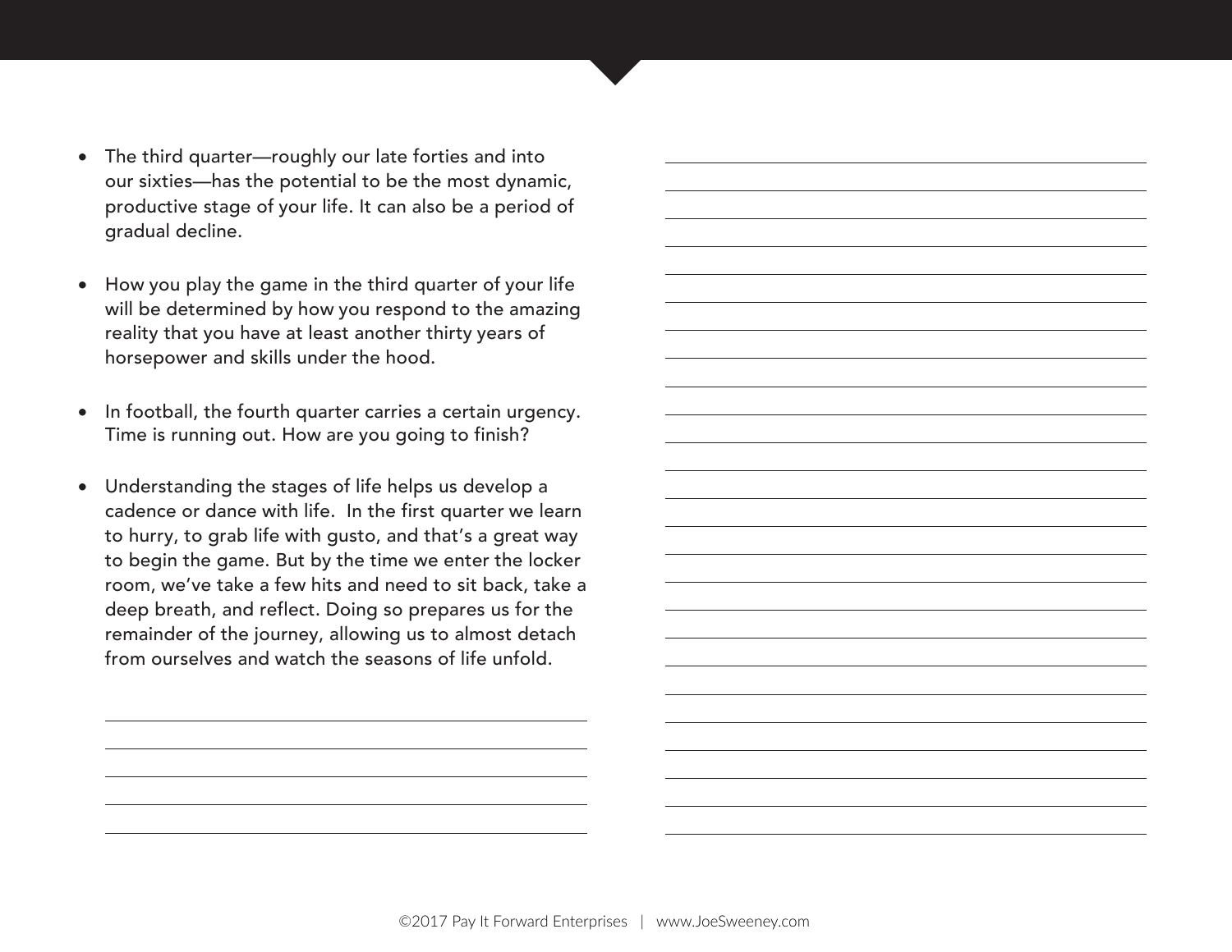- The third quarter—roughly our late forties and into our sixties—has the potential to be the most dynamic, productive stage of your life. It can also be a period of gradual decline.

- How you play the game in the third quarter of your life will be determined by how you respond to the amazing reality that you have at least another thirty years of horsepower and skills under the hood.

- In football, the fourth quarter carries a certain urgency. Time is running out. How are you going to finish?

- Understanding the stages of life helps us develop a cadence or dance with life. In the first quarter we learn to hurry, to grab life with gusto, and that's a great way to begin the game. But by the time we enter the locker room, we've take a few hits and need to sit back, take a deep breath, and reflect. Doing so prepares us for the remainder of the journey, allowing us to almost detach from ourselves and watch the seasons of life unfold.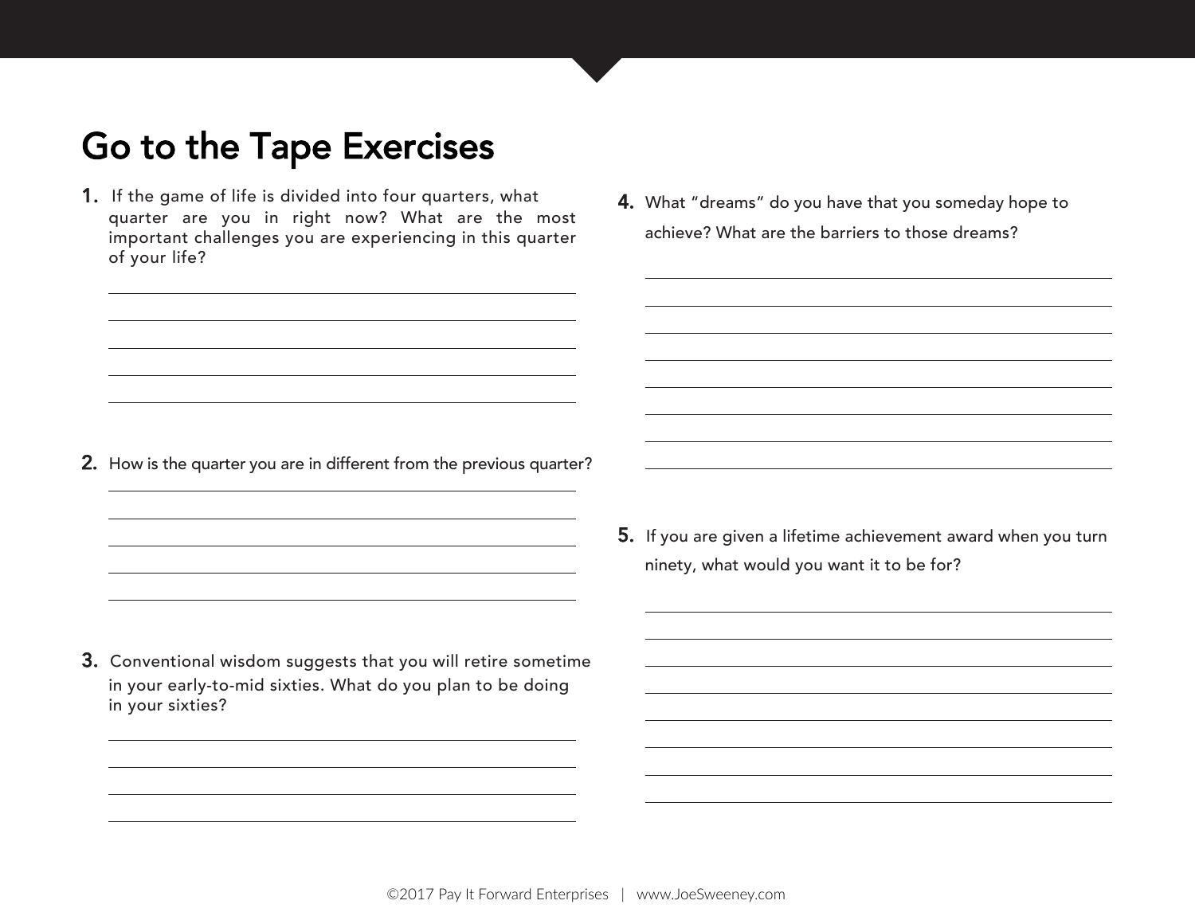# Go to the Tape Exercises

1. If the game of life is divided into four quarters, what quarter are you in right now? What are the most important challenges you are experiencing in this quarter of your life?

2. How is the quarter you are in different from the previous quarter?

3. Conventional wisdom suggests that you will retire sometime in your early-to-mid sixties. What do you plan to be doing in your sixties?

4. What "dreams" do you have that you someday hope to achieve? What are the barriers to those dreams?

5. If you are given a lifetime achievement award when you turn ninety, what would you want it to be for?

©2017 Pay It Forward Enterprises | www.JoeSweeney.com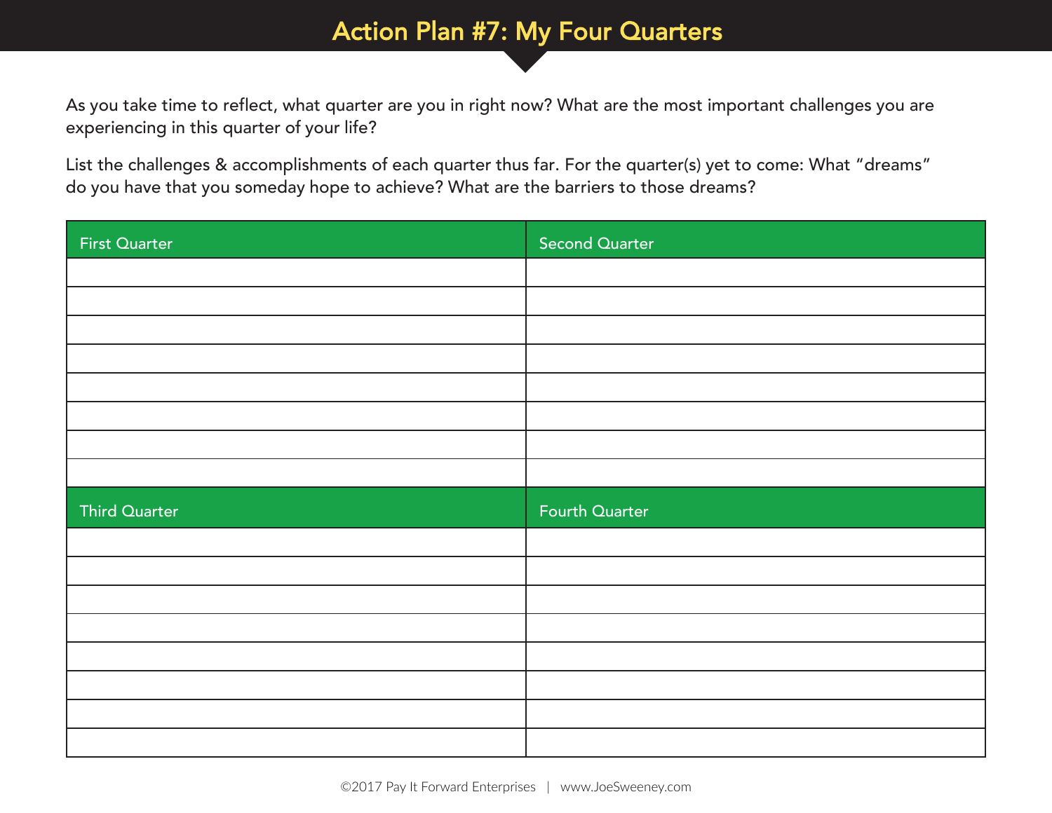# Action Plan #7: My Four Quarters

As you take time to reflect, what quarter are you in right now? What are the most important challenges you are experiencing in this quarter of your life?

List the challenges & accomplishments of each quarter thus far. For the quarter(s) yet to come: What "dreams" do you have that you someday hope to achieve? What are the barriers to those dreams?

| First Quarter | Second Quarter |
| --- | --- |
| | |
| | |
| | |
| | |
| | |
| | |
| | |
| | |

| Third Quarter | Fourth Quarter |
| --- | --- |
| | |
| | |
| | |
| | |
| | |
| | |
| | |
| | |

©2017 Pay It Forward Enterprises | www.JoeSweeney.com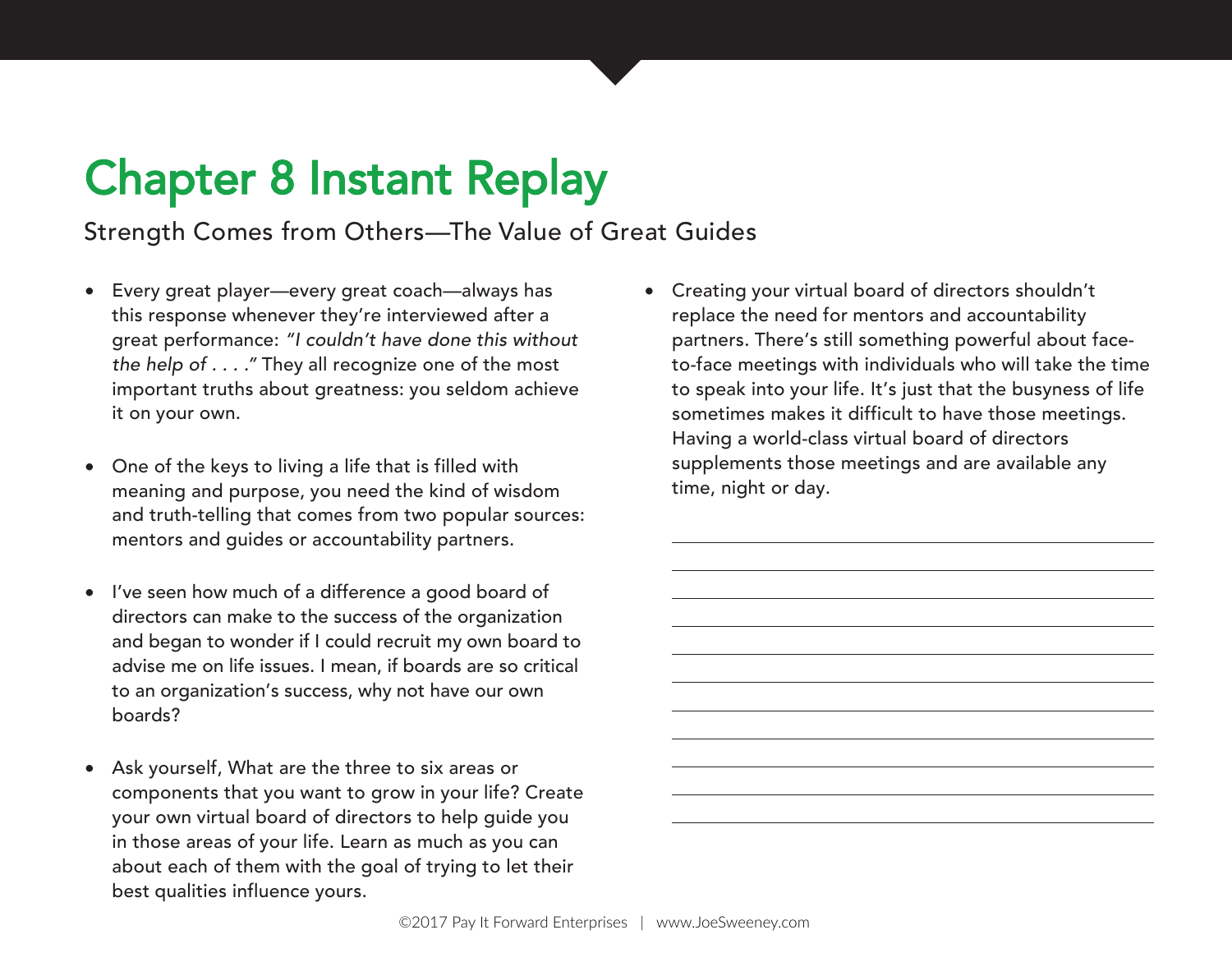# Chapter 8 Instant Replay

Strength Comes from Others—The Value of Great Guides

- Every great player—every great coach—always has this response whenever they're interviewed after a great performance: *"I couldn't have done this without the help of . . . ."* They all recognize one of the most important truths about greatness: you seldom achieve it on your own.

- One of the keys to living a life that is filled with meaning and purpose, you need the kind of wisdom and truth-telling that comes from two popular sources: mentors and guides or accountability partners.

- I've seen how much of a difference a good board of directors can make to the success of the organization and began to wonder if I could recruit my own board to advise me on life issues. I mean, if boards are so critical to an organization's success, why not have our own boards?

- Ask yourself, What are the three to six areas or components that you want to grow in your life? Create your own virtual board of directors to help guide you in those areas of your life. Learn as much as you can about each of them with the goal of trying to let their best qualities influence yours.

- Creating your virtual board of directors shouldn't replace the need for mentors and accountability partners. There's still something powerful about face-to-face meetings with individuals who will take the time to speak into your life. It's just that the busyness of life sometimes makes it difficult to have those meetings. Having a world-class virtual board of directors supplements those meetings and are available any time, night or day.

©2017 Pay It Forward Enterprises | www.JoeSweeney.com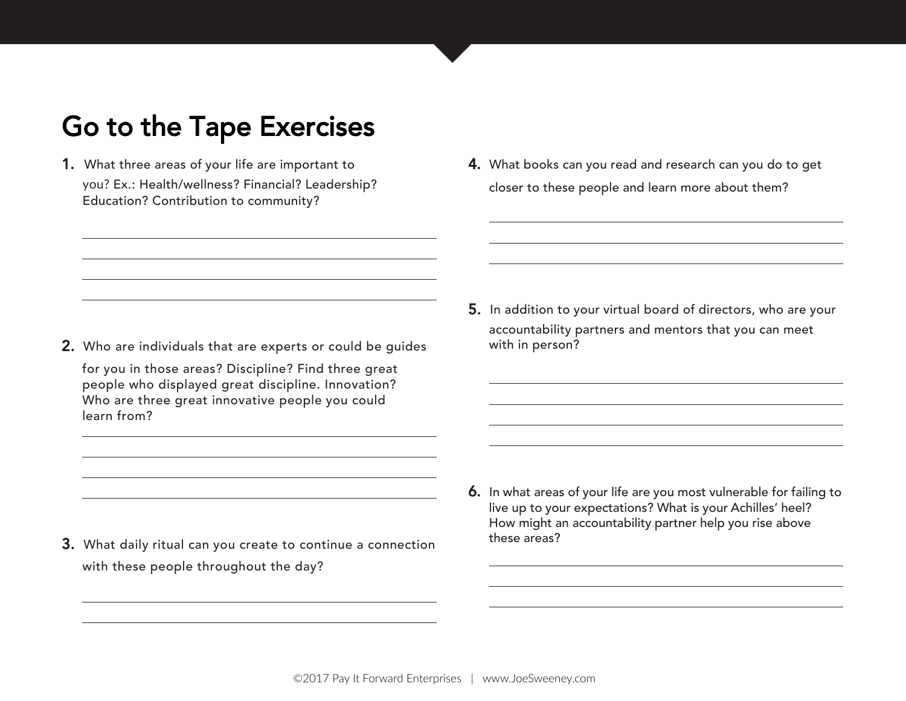# Go to the Tape Exercises

1. What three areas of your life are important to you? Ex.: Health/wellness? Financial? Leadership? Education? Contribution to community?

2. Who are individuals that are experts or could be guides for you in those areas? Discipline? Find three great people who displayed great discipline. Innovation? Who are three great innovative people you could learn from?

3. What daily ritual can you create to continue a connection with these people throughout the day?

4. What books can you read and research can you do to get closer to these people and learn more about them?

5. In addition to your virtual board of directors, who are your accountability partners and mentors that you can meet with in person?

6. In what areas of your life are you most vulnerable for failing to live up to your expectations? What is your Achilles' heel? How might an accountability partner help you rise above these areas?

©2017 Pay It Forward Enterprises | www.JoeSweeney.com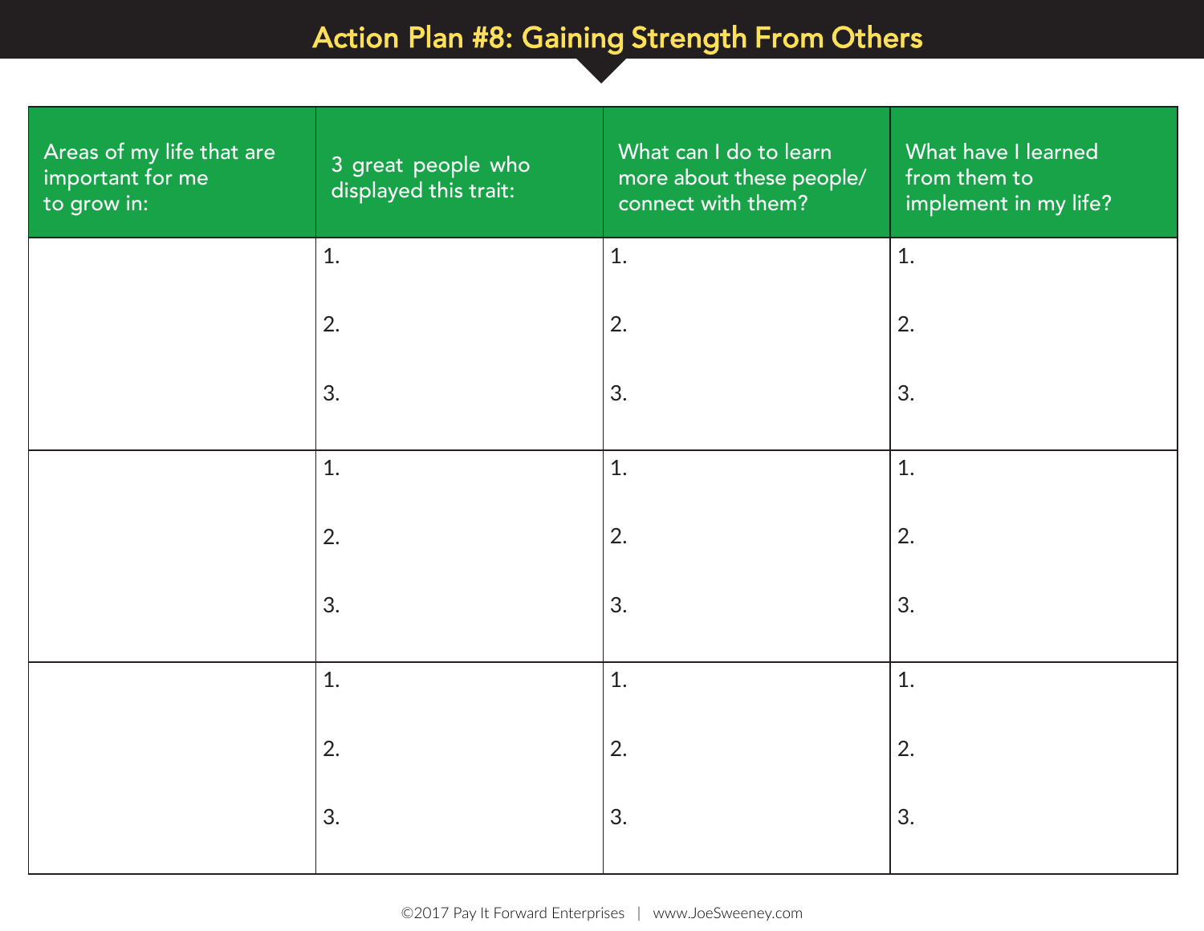# Action Plan #8: Gaining Strength From Others

| Areas of my life that are important for me to grow in: | 3 great people who displayed this trait: | What can I do to learn more about these people/ connect with them? | What have I learned from them to implement in my life? |
| --- | --- | --- | --- |
| | 1.<br><br>2.<br><br>3. | 1.<br><br>2.<br><br>3. | 1.<br><br>2.<br><br>3. |
| | 1.<br><br>2.<br><br>3. | 1.<br><br>2.<br><br>3. | 1.<br><br>2.<br><br>3. |
| | 1.<br><br>2.<br><br>3. | 1.<br><br>2.<br><br>3. | 1.<br><br>2.<br><br>3. |

©2017 Pay It Forward Enterprises | www.JoeSweeney.com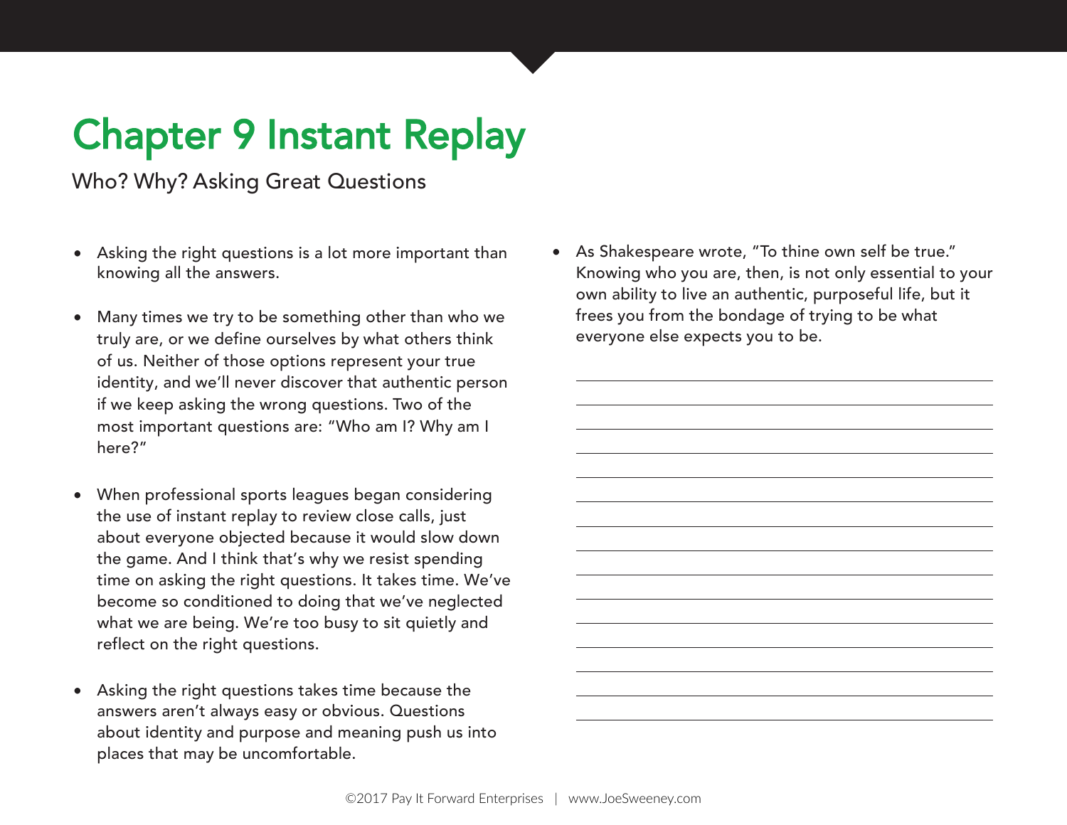# Chapter 9 Instant Replay

Who? Why? Asking Great Questions

- Asking the right questions is a lot more important than knowing all the answers.

- Many times we try to be something other than who we truly are, or we define ourselves by what others think of us. Neither of those options represent your true identity, and we'll never discover that authentic person if we keep asking the wrong questions. Two of the most important questions are: "Who am I? Why am I here?"

- When professional sports leagues began considering the use of instant replay to review close calls, just about everyone objected because it would slow down the game. And I think that's why we resist spending time on asking the right questions. It takes time. We've become so conditioned to doing that we've neglected what we are being. We're too busy to sit quietly and reflect on the right questions.

- Asking the right questions takes time because the answers aren't always easy or obvious. Questions about identity and purpose and meaning push us into places that may be uncomfortable.

- As Shakespeare wrote, "To thine own self be true." Knowing who you are, then, is not only essential to your own ability to live an authentic, purposeful life, but it frees you from the bondage of trying to be what everyone else expects you to be.

©2017 Pay It Forward Enterprises | www.JoeSweeney.com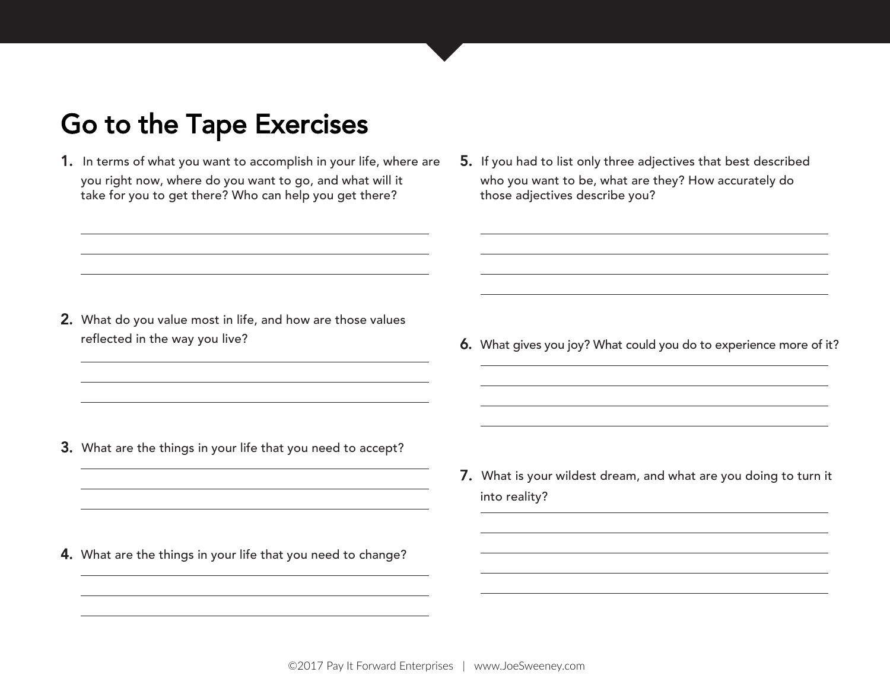# Go to the Tape Exercises

1. In terms of what you want to accomplish in your life, where are you right now, where do you want to go, and what will it take for you to get there? Who can help you get there?

2. What do you value most in life, and how are those values reflected in the way you live?

3. What are the things in your life that you need to accept?

4. What are the things in your life that you need to change?

5. If you had to list only three adjectives that best described who you want to be, what are they? How accurately do those adjectives describe you?

6. What gives you joy? What could you do to experience more of it?

7. What is your wildest dream, and what are you doing to turn it into reality?

©2017 Pay It Forward Enterprises | www.JoeSweeney.com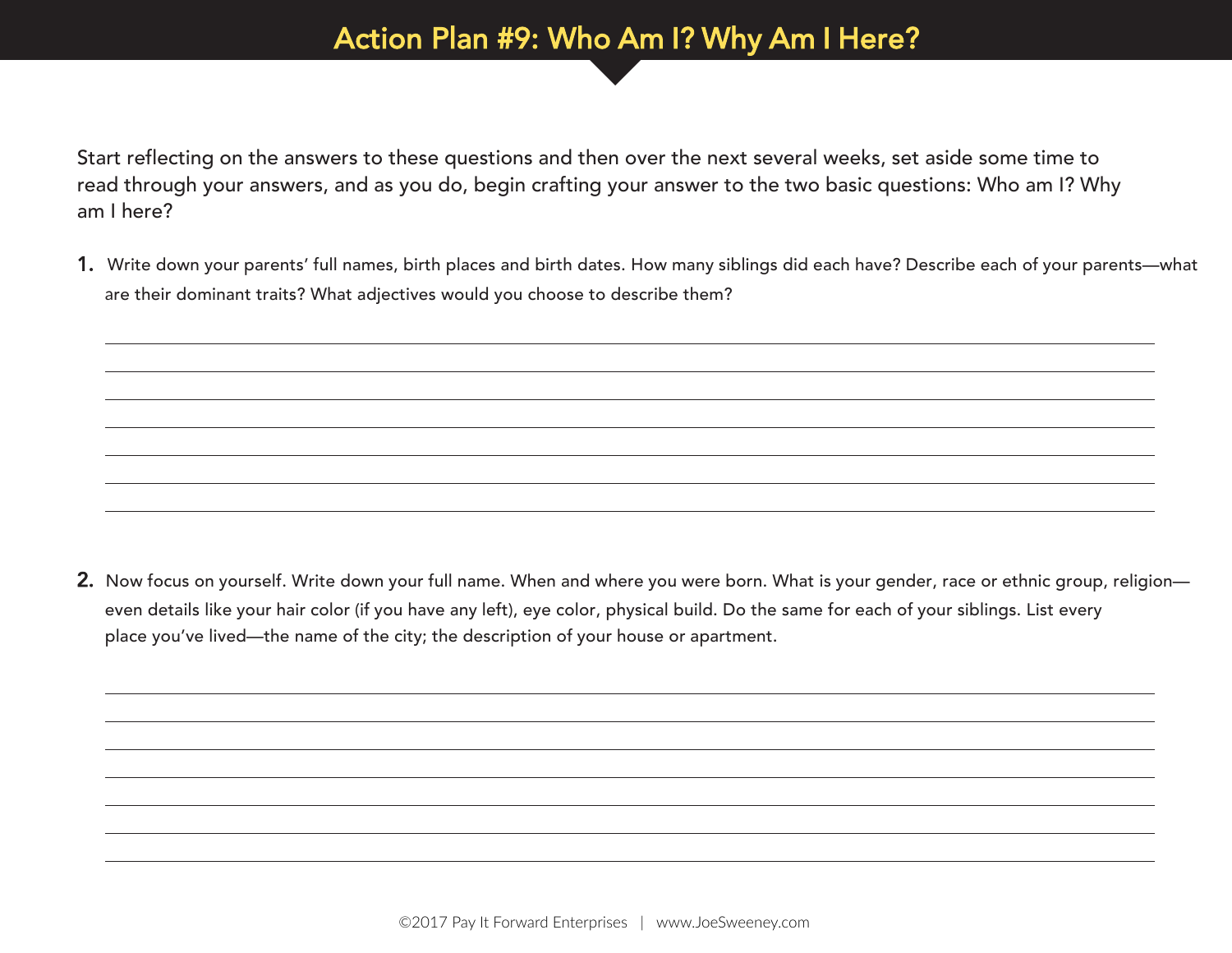# Action Plan #9: Who Am I? Why Am I Here?

Start reflecting on the answers to these questions and then over the next several weeks, set aside some time to read through your answers, and as you do, begin crafting your answer to the two basic questions: Who am I? Why am I here?

1. Write down your parents' full names, birth places and birth dates. How many siblings did each have? Describe each of your parents—what are their dominant traits? What adjectives would you choose to describe them?

2. Now focus on yourself. Write down your full name. When and where you were born. What is your gender, race or ethnic group, religion—even details like your hair color (if you have any left), eye color, physical build. Do the same for each of your siblings. List every place you've lived—the name of the city; the description of your house or apartment.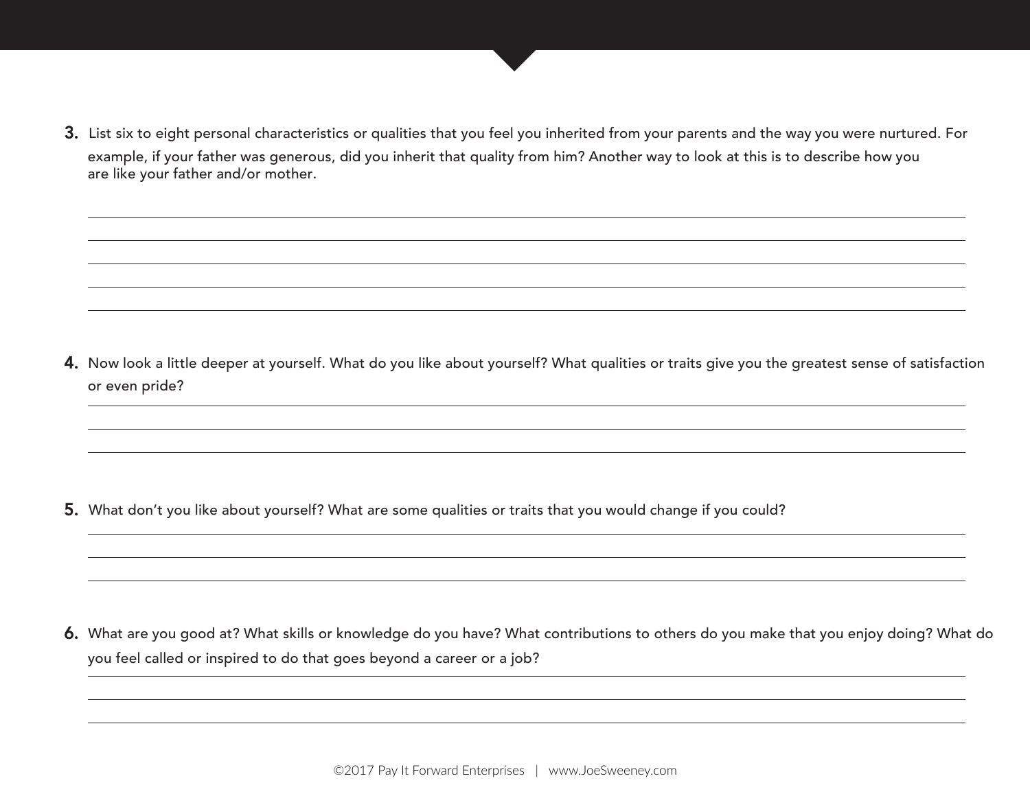3. List six to eight personal characteristics or qualities that you feel you inherited from your parents and the way you were nurtured. For example, if your father was generous, did you inherit that quality from him? Another way to look at this is to describe how you are like your father and/or mother.

______________________________________________

______________________________________________

______________________________________________

______________________________________________

______________________________________________

4. Now look a little deeper at yourself. What do you like about yourself? What qualities or traits give you the greatest sense of satisfaction or even pride?

______________________________________________

______________________________________________

______________________________________________

5. What don't you like about yourself? What are some qualities or traits that you would change if you could?

______________________________________________

______________________________________________

______________________________________________

6. What are you good at? What skills or knowledge do you have? What contributions to others do you make that you enjoy doing? What do you feel called or inspired to do that goes beyond a career or a job?

______________________________________________

______________________________________________

______________________________________________

©2017 Pay It Forward Enterprises | www.JoeSweeney.com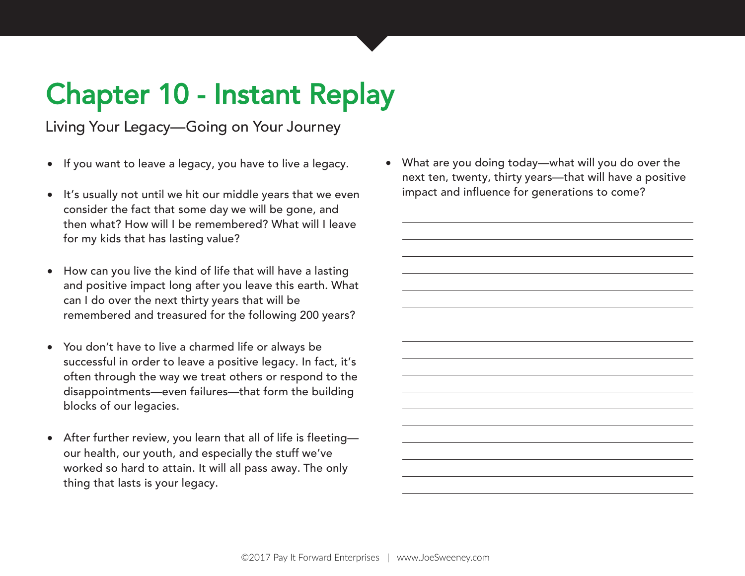# Chapter 10 - Instant Replay

Living Your Legacy—Going on Your Journey

- If you want to leave a legacy, you have to live a legacy.
- It's usually not until we hit our middle years that we even consider the fact that some day we will be gone, and then what? How will I be remembered? What will I leave for my kids that has lasting value?
- How can you live the kind of life that will have a lasting and positive impact long after you leave this earth. What can I do over the next thirty years that will be remembered and treasured for the following 200 years?
- You don't have to live a charmed life or always be successful in order to leave a positive legacy. In fact, it's often through the way we treat others or respond to the disappointments—even failures—that form the building blocks of our legacies.
- After further review, you learn that all of life is fleeting—our health, our youth, and especially the stuff we've worked so hard to attain. It will all pass away. The only thing that lasts is your legacy.
- What are you doing today—what will you do over the next ten, twenty, thirty years—that will have a positive impact and influence for generations to come?

______________________________________________

______________________________________________

______________________________________________

______________________________________________

______________________________________________

______________________________________________

______________________________________________

______________________________________________

______________________________________________

______________________________________________

______________________________________________

______________________________________________

______________________________________________

______________________________________________

______________________________________________

______________________________________________

______________________________________________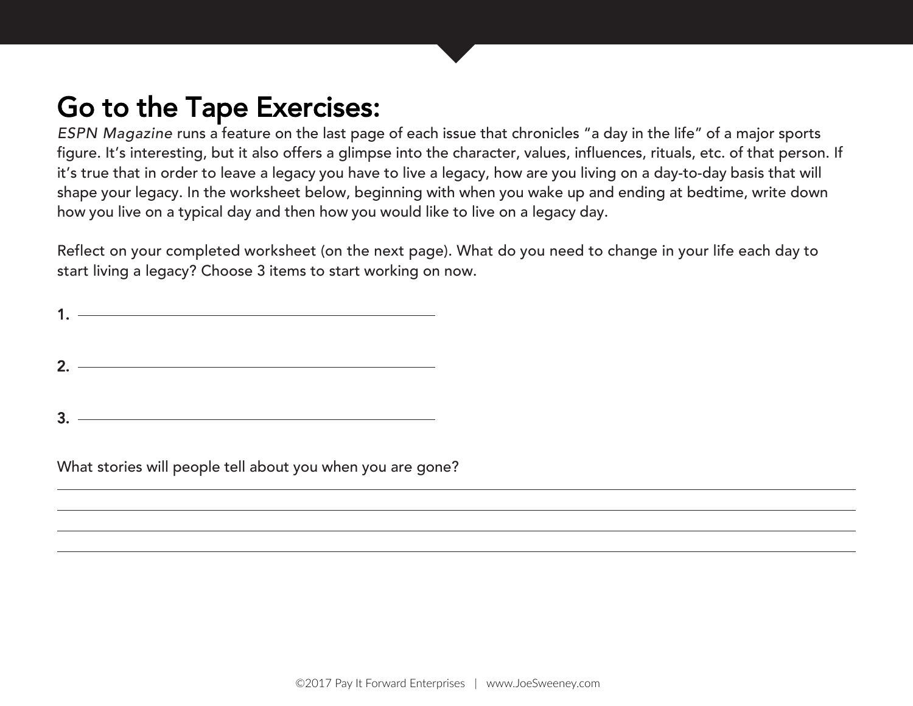# Go to the Tape Exercises:

*ESPN Magazine* runs a feature on the last page of each issue that chronicles "a day in the life" of a major sports figure. It's interesting, but it also offers a glimpse into the character, values, influences, rituals, etc. of that person. If it's true that in order to leave a legacy you have to live a legacy, how are you living on a day-to-day basis that will shape your legacy. In the worksheet below, beginning with when you wake up and ending at bedtime, write down how you live on a typical day and then how you would like to live on a legacy day.

Reflect on your completed worksheet (on the next page). What do you need to change in your life each day to start living a legacy? Choose 3 items to start working on now.

1. ______________________________

2. ______________________________

3. ______________________________

What stories will people tell about you when you are gone?

______________________________________________________________

______________________________________________________________

______________________________________________________________

______________________________________________________________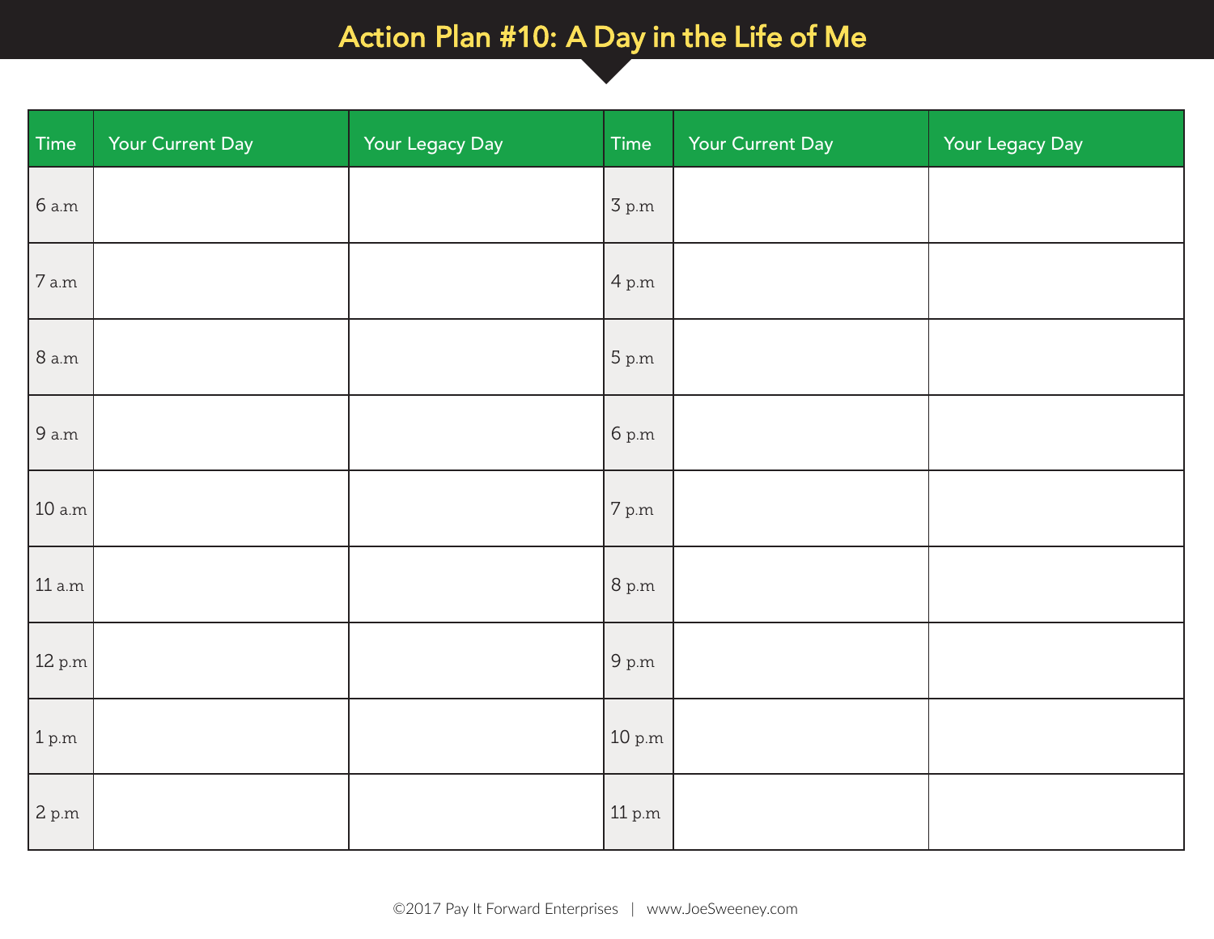# Action Plan #10: A Day in the Life of Me

| Time | Your Current Day | Your Legacy Day | Time | Your Current Day | Your Legacy Day |
|---|---|---|---|---|---|
| 6 a.m | | | 3 p.m | | |
| 7 a.m | | | 4 p.m | | |
| 8 a.m | | | 5 p.m | | |
| 9 a.m | | | 6 p.m | | |
| 10 a.m | | | 7 p.m | | |
| 11 a.m | | | 8 p.m | | |
| 12 p.m | | | 9 p.m | | |
| 1 p.m | | | 10 p.m | | |
| 2 p.m | | | 11 p.m | | |

©2017 Pay It Forward Enterprises | www.JoeSweeney.com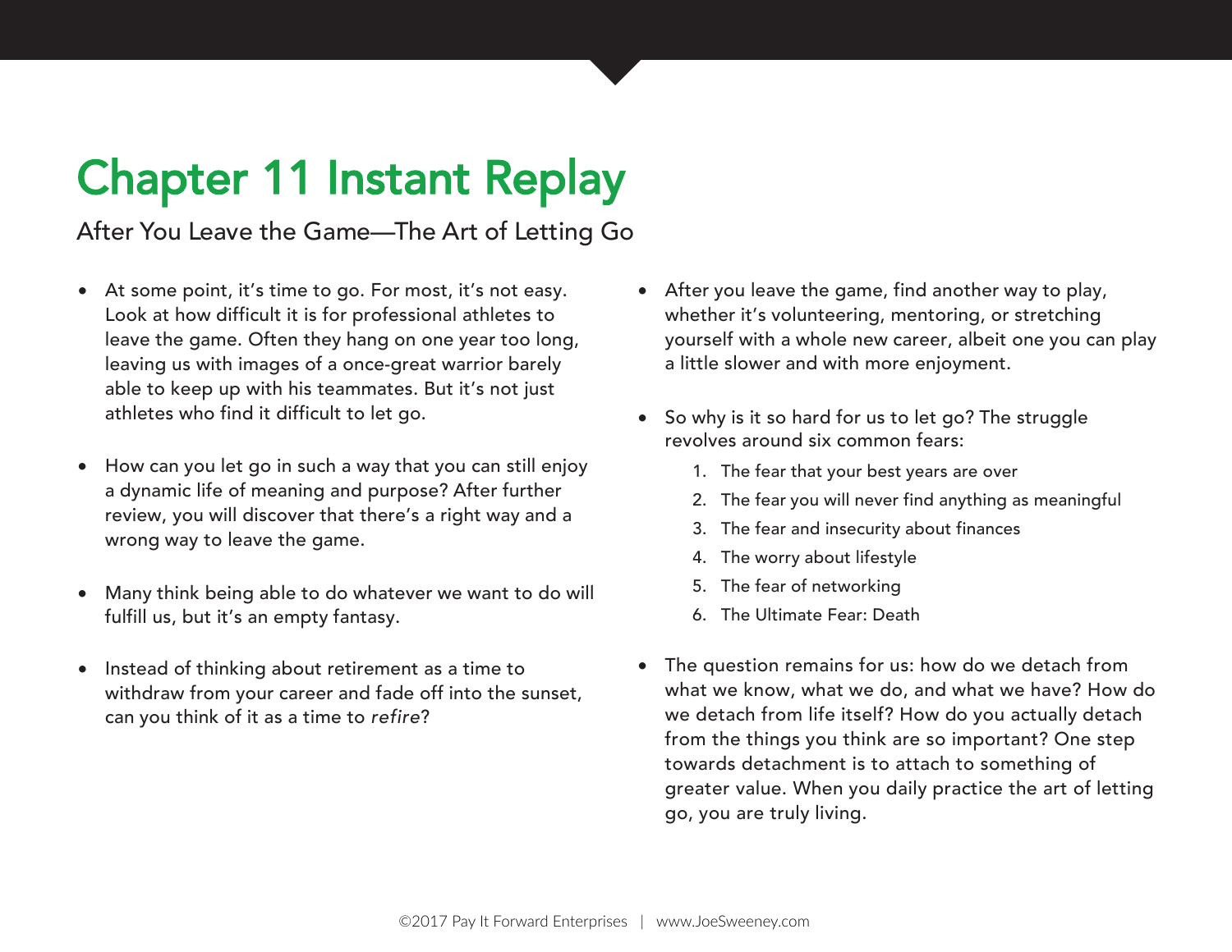# Chapter 11 Instant Replay

After You Leave the Game—The Art of Letting Go

- At some point, it's time to go. For most, it's not easy. Look at how difficult it is for professional athletes to leave the game. Often they hang on one year too long, leaving us with images of a once-great warrior barely able to keep up with his teammates. But it's not just athletes who find it difficult to let go.

- How can you let go in such a way that you can still enjoy a dynamic life of meaning and purpose? After further review, you will discover that there's a right way and a wrong way to leave the game.

- Many think being able to do whatever we want to do will fulfill us, but it's an empty fantasy.

- Instead of thinking about retirement as a time to withdraw from your career and fade off into the sunset, can you think of it as a time to *refire*?

- After you leave the game, find another way to play, whether it's volunteering, mentoring, or stretching yourself with a whole new career, albeit one you can play a little slower and with more enjoyment.

- So why is it so hard for us to let go? The struggle revolves around six common fears:
    1. The fear that your best years are over
    2. The fear you will never find anything as meaningful
    3. The fear and insecurity about finances
    4. The worry about lifestyle
    5. The fear of networking
    6. The Ultimate Fear: Death

- The question remains for us: how do we detach from what we know, what we do, and what we have? How do we detach from life itself? How do you actually detach from the things you think are so important? One step towards detachment is to attach to something of greater value. When you daily practice the art of letting go, you are truly living.

©2017 Pay It Forward Enterprises | www.JoeSweeney.com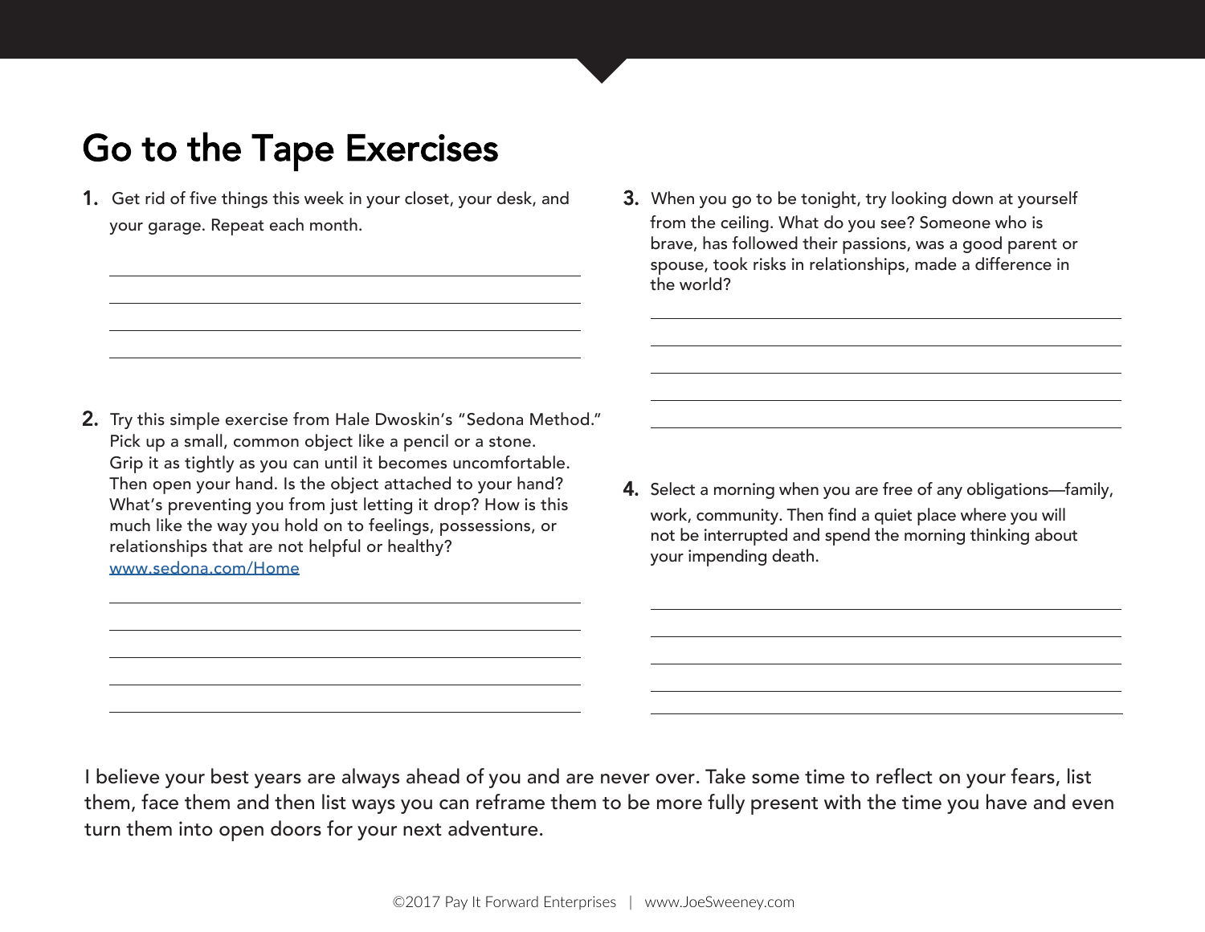# Go to the Tape Exercises

1. Get rid of five things this week in your closet, your desk, and your garage. Repeat each month.

2. Try this simple exercise from Hale Dwoskin's "Sedona Method." Pick up a small, common object like a pencil or a stone. Grip it as tightly as you can until it becomes uncomfortable. Then open your hand. Is the object attached to your hand? What's preventing you from just letting it drop? How is this much like the way you hold on to feelings, possessions, or relationships that are not helpful or healthy? [www.sedona.com/Home](www.sedona.com/Home)

3. When you go to be tonight, try looking down at yourself from the ceiling. What do you see? Someone who is brave, has followed their passions, was a good parent or spouse, took risks in relationships, made a difference in the world?

4. Select a morning when you are free of any obligations—family, work, community. Then find a quiet place where you will not be interrupted and spend the morning thinking about your impending death.

I believe your best years are always ahead of you and are never over. Take some time to reflect on your fears, list them, face them and then list ways you can reframe them to be more fully present with the time you have and even turn them into open doors for your next adventure.

©2017 Pay It Forward Enterprises | www.JoeSweeney.com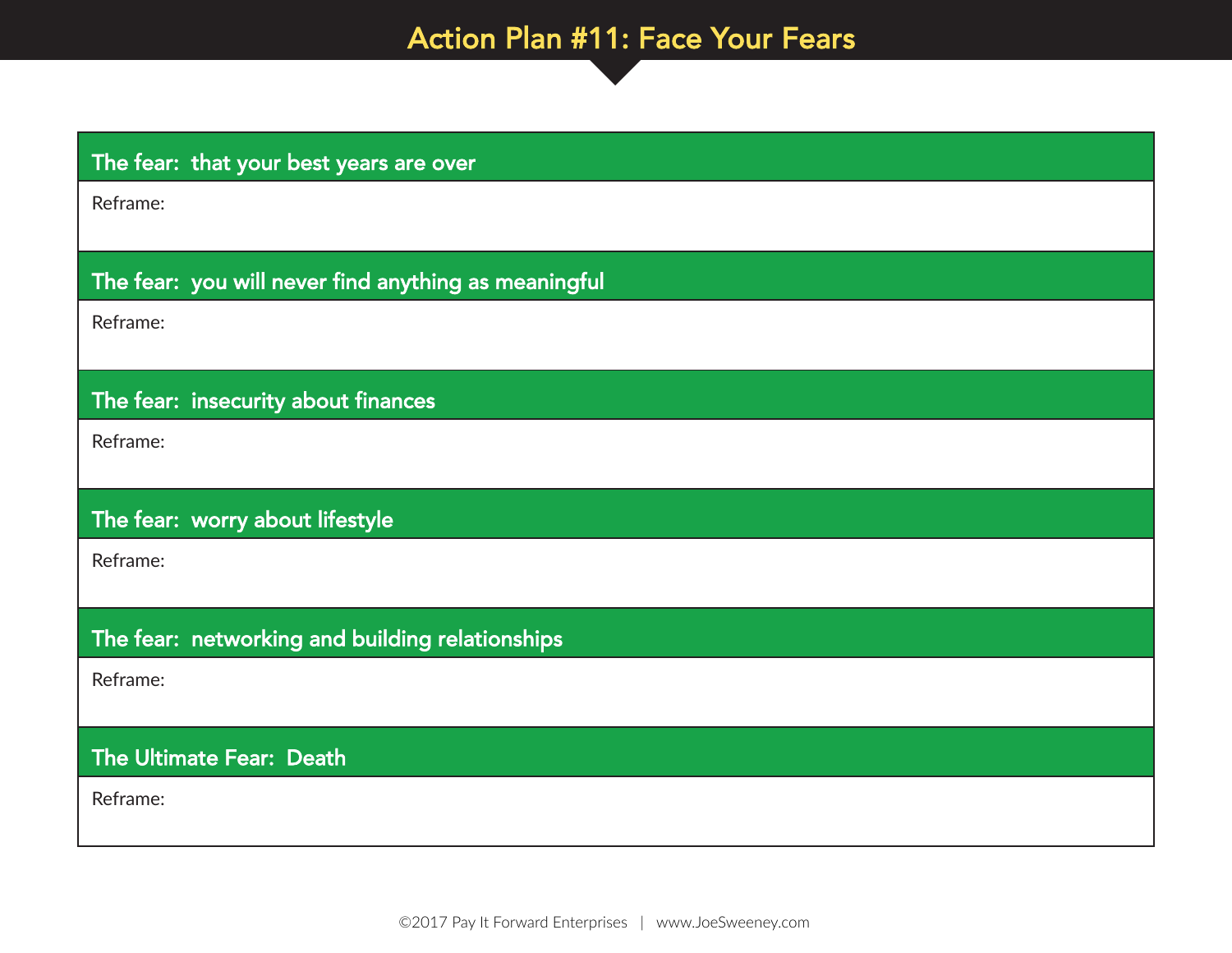# Action Plan #11: Face Your Fears

| The fear: that your best years are over |
| --- |
| Reframe: |

| The fear: you will never find anything as meaningful |
| --- |
| Reframe: |

| The fear: insecurity about finances |
| --- |
| Reframe: |

| The fear: worry about lifestyle |
| --- |
| Reframe: |

| The fear: networking and building relationships |
| --- |
| Reframe: |

| The Ultimate Fear: Death |
| --- |
| Reframe: |

©2017 Pay It Forward Enterprises | www.JoeSweeney.com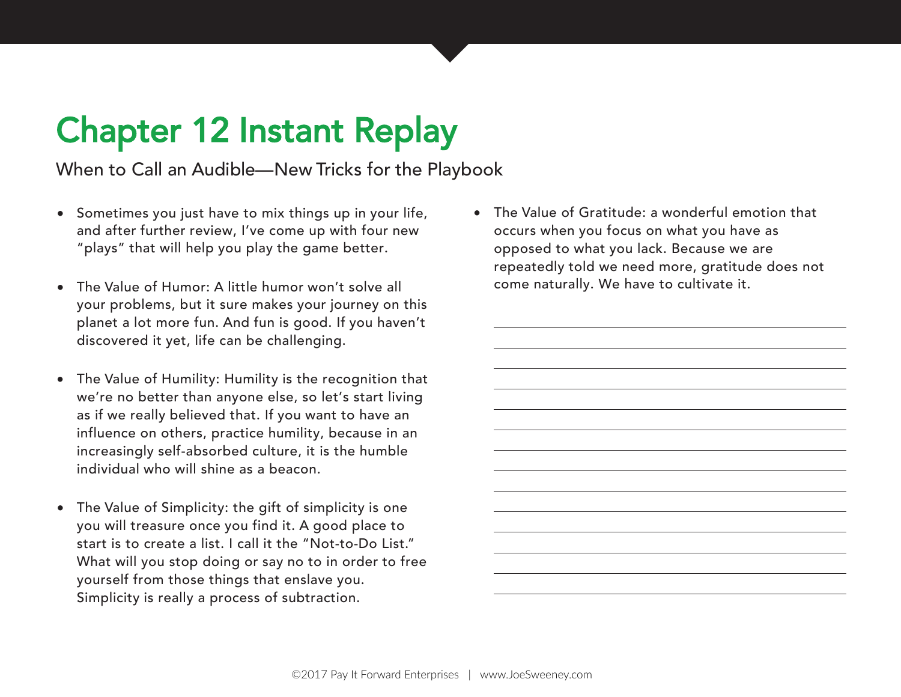# Chapter 12 Instant Replay

When to Call an Audible—New Tricks for the Playbook

- Sometimes you just have to mix things up in your life, and after further review, I've come up with four new "plays" that will help you play the game better.
- The Value of Humor: A little humor won't solve all your problems, but it sure makes your journey on this planet a lot more fun. And fun is good. If you haven't discovered it yet, life can be challenging.
- The Value of Humility: Humility is the recognition that we're no better than anyone else, so let's start living as if we really believed that. If you want to have an influence on others, practice humility, because in an increasingly self-absorbed culture, it is the humble individual who will shine as a beacon.
- The Value of Simplicity: the gift of simplicity is one you will treasure once you find it. A good place to start is to create a list. I call it the "Not-to-Do List." What will you stop doing or say no to in order to free yourself from those things that enslave you. Simplicity is really a process of subtraction.
- The Value of Gratitude: a wonderful emotion that occurs when you focus on what you have as opposed to what you lack. Because we are repeatedly told we need more, gratitude does not come naturally. We have to cultivate it.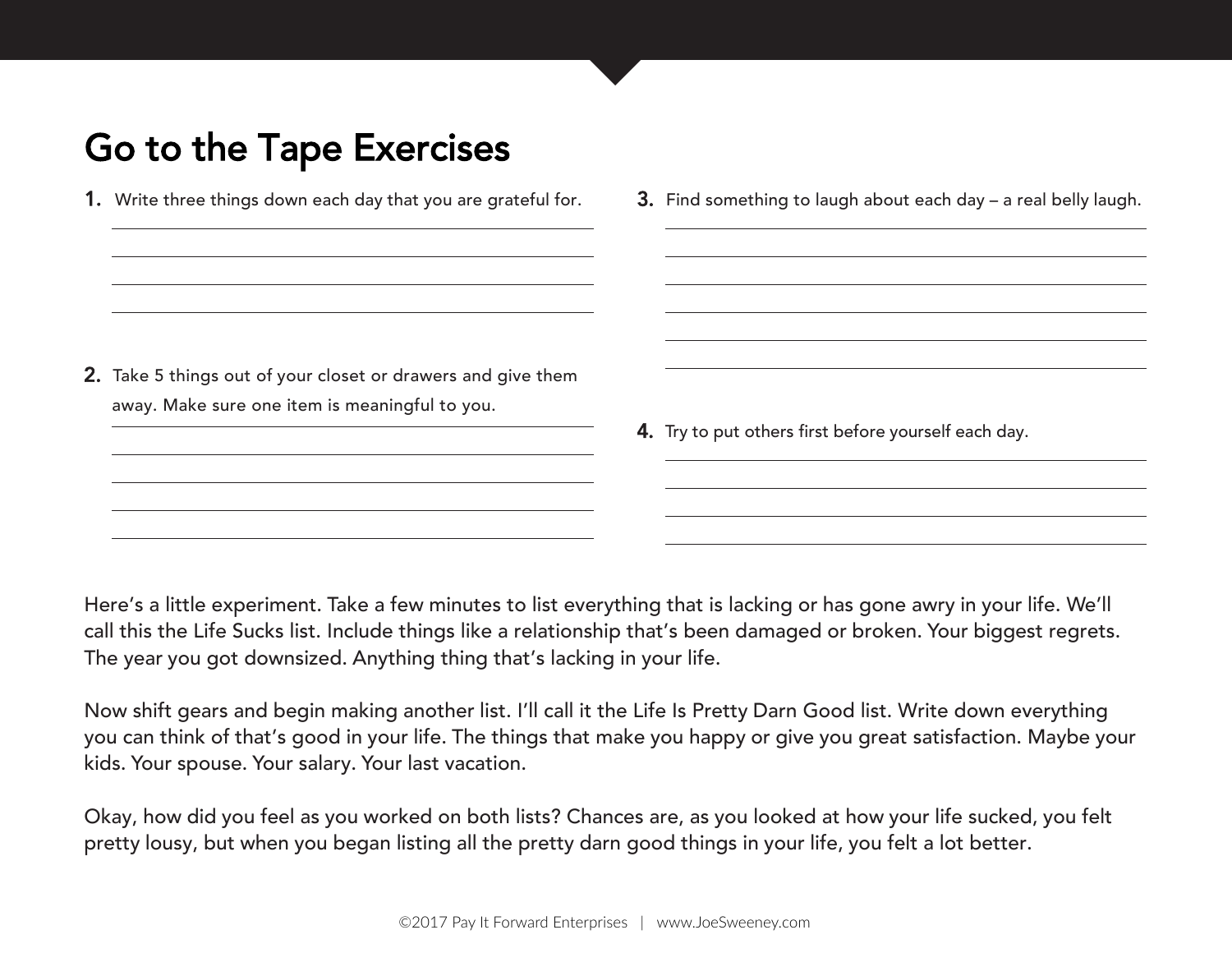# Go to the Tape Exercises

1. Write three things down each day that you are grateful for.

2. Take 5 things out of your closet or drawers and give them away. Make sure one item is meaningful to you.

3. Find something to laugh about each day – a real belly laugh.

4. Try to put others first before yourself each day.

Here's a little experiment. Take a few minutes to list everything that is lacking or has gone awry in your life. We'll call this the Life Sucks list. Include things like a relationship that's been damaged or broken. Your biggest regrets. The year you got downsized. Anything thing that's lacking in your life.

Now shift gears and begin making another list. I'll call it the Life Is Pretty Darn Good list. Write down everything you can think of that's good in your life. The things that make you happy or give you great satisfaction. Maybe your kids. Your spouse. Your salary. Your last vacation.

Okay, how did you feel as you worked on both lists? Chances are, as you looked at how your life sucked, you felt pretty lousy, but when you began listing all the pretty darn good things in your life, you felt a lot better.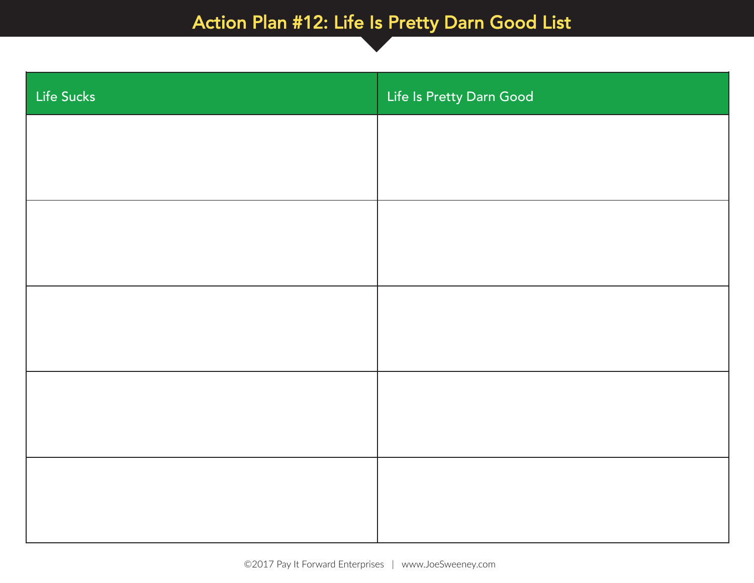# Action Plan #12: Life Is Pretty Darn Good List

| Life Sucks | Life Is Pretty Darn Good |
|---|---|
| | |
| | |
| | |
| | |
| | |

©2017 Pay It Forward Enterprises | www.JoeSweeney.com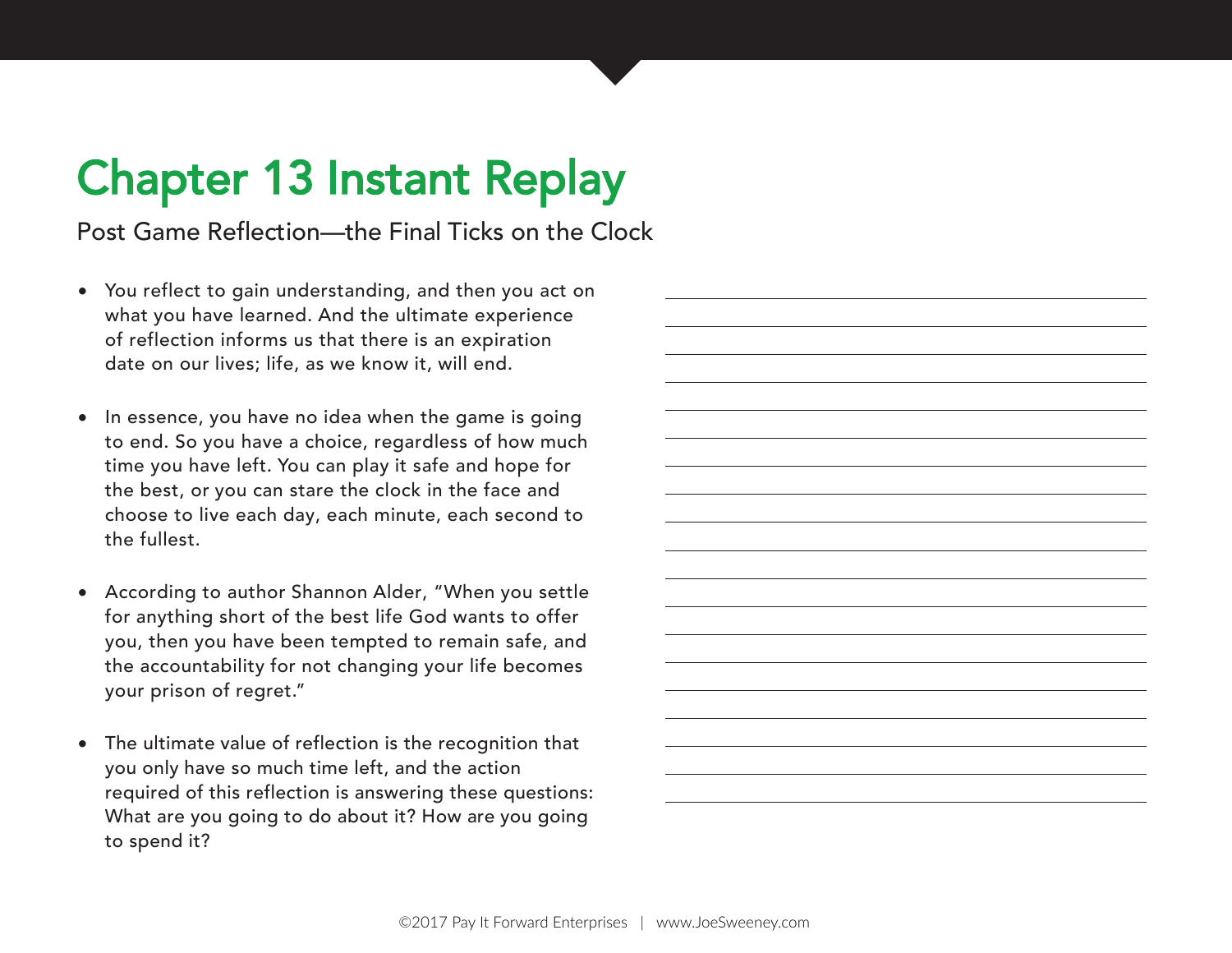# Chapter 13 Instant Replay

Post Game Reflection—the Final Ticks on the Clock

- You reflect to gain understanding, and then you act on what you have learned. And the ultimate experience of reflection informs us that there is an expiration date on our lives; life, as we know it, will end.

- In essence, you have no idea when the game is going to end. So you have a choice, regardless of how much time you have left. You can play it safe and hope for the best, or you can stare the clock in the face and choose to live each day, each minute, each second to the fullest.

- According to author Shannon Alder, "When you settle for anything short of the best life God wants to offer you, then you have been tempted to remain safe, and the accountability for not changing your life becomes your prison of regret."

- The ultimate value of reflection is the recognition that you only have so much time left, and the action required of this reflection is answering these questions: What are you going to do about it? How are you going to spend it?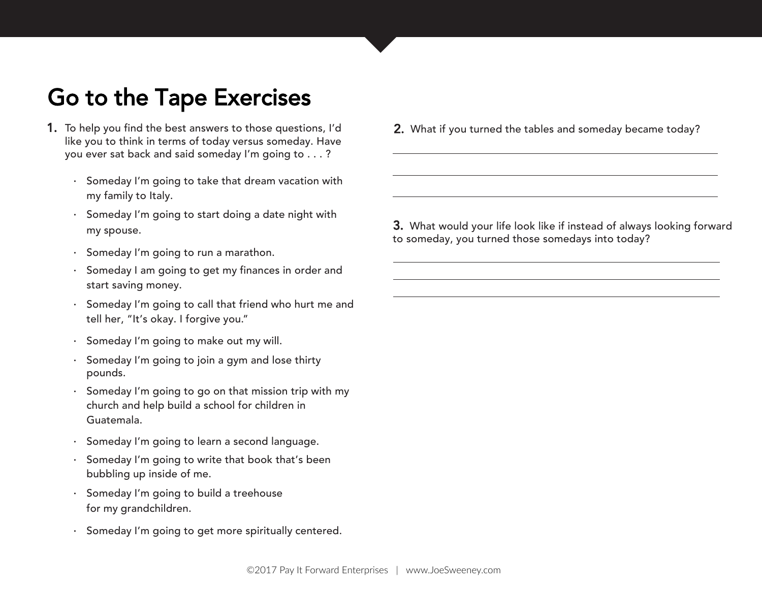# Go to the Tape Exercises

1. To help you find the best answers to those questions, I'd like you to think in terms of today versus someday. Have you ever sat back and said someday I'm going to . . . ?

   - Someday I'm going to take that dream vacation with my family to Italy.
   - Someday I'm going to start doing a date night with my spouse.
   - Someday I'm going to run a marathon.
   - Someday I am going to get my finances in order and start saving money.
   - Someday I'm going to call that friend who hurt me and tell her, "It's okay. I forgive you."
   - Someday I'm going to make out my will.
   - Someday I'm going to join a gym and lose thirty pounds.
   - Someday I'm going to go on that mission trip with my church and help build a school for children in Guatemala.
   - Someday I'm going to learn a second language.
   - Someday I'm going to write that book that's been bubbling up inside of me.
   - Someday I'm going to build a treehouse for my grandchildren.
   - Someday I'm going to get more spiritually centered.

2. What if you turned the tables and someday became today?

___________________________________________

___________________________________________

___________________________________________

3. What would your life look like if instead of always looking forward to someday, you turned those somedays into today?

___________________________________________

___________________________________________

___________________________________________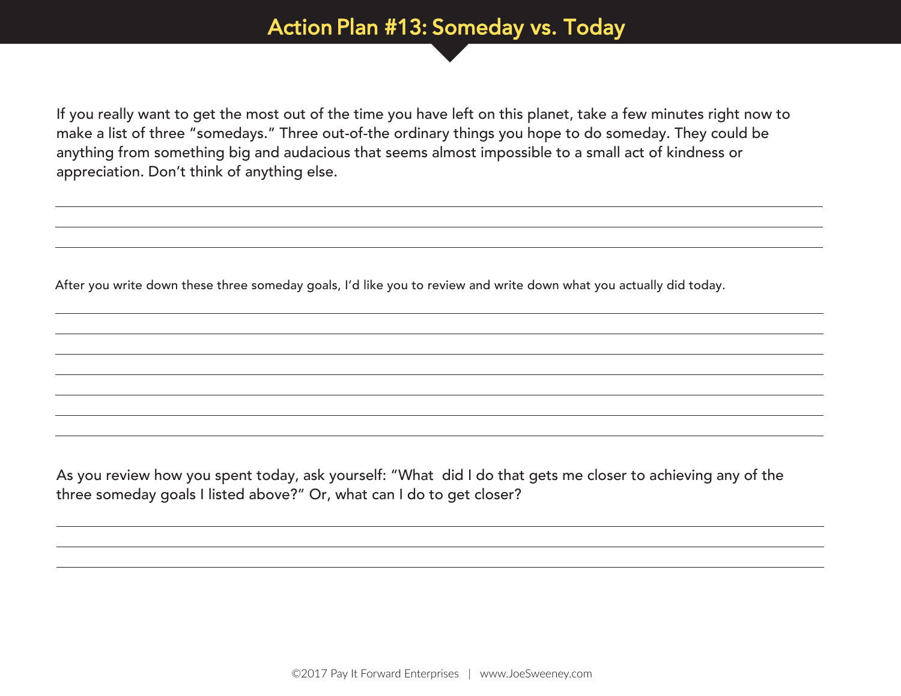# Action Plan #13: Someday vs. Today

If you really want to get the most out of the time you have left on this planet, take a few minutes right now to make a list of three "somedays." Three out-of-the ordinary things you hope to do someday. They could be anything from something big and audacious that seems almost impossible to a small act of kindness or appreciation. Don't think of anything else.

\_\_\_\_\_\_\_\_\_\_\_\_\_\_\_\_\_\_\_\_\_\_\_\_\_\_\_\_\_\_\_\_\_\_\_\_\_\_\_\_\_\_\_\_\_\_\_\_\_\_\_\_\_\_\_\_\_\_\_\_

\_\_\_\_\_\_\_\_\_\_\_\_\_\_\_\_\_\_\_\_\_\_\_\_\_\_\_\_\_\_\_\_\_\_\_\_\_\_\_\_\_\_\_\_\_\_\_\_\_\_\_\_\_\_\_\_\_\_\_\_

\_\_\_\_\_\_\_\_\_\_\_\_\_\_\_\_\_\_\_\_\_\_\_\_\_\_\_\_\_\_\_\_\_\_\_\_\_\_\_\_\_\_\_\_\_\_\_\_\_\_\_\_\_\_\_\_\_\_\_\_

After you write down these three someday goals, I'd like you to review and write down what you actually did today.

\_\_\_\_\_\_\_\_\_\_\_\_\_\_\_\_\_\_\_\_\_\_\_\_\_\_\_\_\_\_\_\_\_\_\_\_\_\_\_\_\_\_\_\_\_\_\_\_\_\_\_\_\_\_\_\_\_\_\_\_

\_\_\_\_\_\_\_\_\_\_\_\_\_\_\_\_\_\_\_\_\_\_\_\_\_\_\_\_\_\_\_\_\_\_\_\_\_\_\_\_\_\_\_\_\_\_\_\_\_\_\_\_\_\_\_\_\_\_\_\_

\_\_\_\_\_\_\_\_\_\_\_\_\_\_\_\_\_\_\_\_\_\_\_\_\_\_\_\_\_\_\_\_\_\_\_\_\_\_\_\_\_\_\_\_\_\_\_\_\_\_\_\_\_\_\_\_\_\_\_\_

\_\_\_\_\_\_\_\_\_\_\_\_\_\_\_\_\_\_\_\_\_\_\_\_\_\_\_\_\_\_\_\_\_\_\_\_\_\_\_\_\_\_\_\_\_\_\_\_\_\_\_\_\_\_\_\_\_\_\_\_

\_\_\_\_\_\_\_\_\_\_\_\_\_\_\_\_\_\_\_\_\_\_\_\_\_\_\_\_\_\_\_\_\_\_\_\_\_\_\_\_\_\_\_\_\_\_\_\_\_\_\_\_\_\_\_\_\_\_\_\_

\_\_\_\_\_\_\_\_\_\_\_\_\_\_\_\_\_\_\_\_\_\_\_\_\_\_\_\_\_\_\_\_\_\_\_\_\_\_\_\_\_\_\_\_\_\_\_\_\_\_\_\_\_\_\_\_\_\_\_\_

\_\_\_\_\_\_\_\_\_\_\_\_\_\_\_\_\_\_\_\_\_\_\_\_\_\_\_\_\_\_\_\_\_\_\_\_\_\_\_\_\_\_\_\_\_\_\_\_\_\_\_\_\_\_\_\_\_\_\_\_

As you review how you spent today, ask yourself: "What did I do that gets me closer to achieving any of the three someday goals I listed above?" Or, what can I do to get closer?

\_\_\_\_\_\_\_\_\_\_\_\_\_\_\_\_\_\_\_\_\_\_\_\_\_\_\_\_\_\_\_\_\_\_\_\_\_\_\_\_\_\_\_\_\_\_\_\_\_\_\_\_\_\_\_\_\_\_\_\_

\_\_\_\_\_\_\_\_\_\_\_\_\_\_\_\_\_\_\_\_\_\_\_\_\_\_\_\_\_\_\_\_\_\_\_\_\_\_\_\_\_\_\_\_\_\_\_\_\_\_\_\_\_\_\_\_\_\_\_\_

\_\_\_\_\_\_\_\_\_\_\_\_\_\_\_\_\_\_\_\_\_\_\_\_\_\_\_\_\_\_\_\_\_\_\_\_\_\_\_\_\_\_\_\_\_\_\_\_\_\_\_\_\_\_\_\_\_\_\_\_

©2017 Pay It Forward Enterprises | www.JoeSweeney.com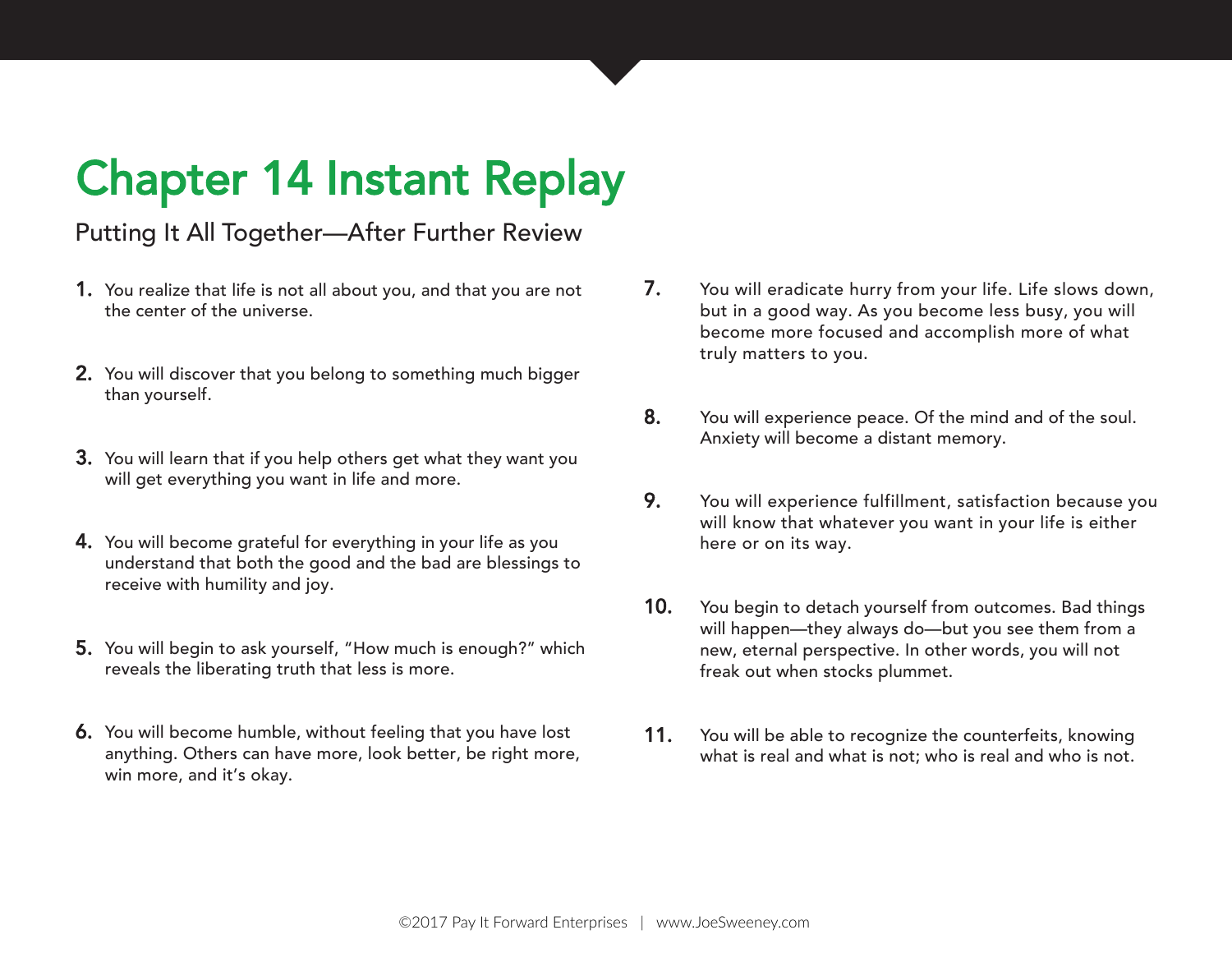# Chapter 14 Instant Replay

Putting It All Together—After Further Review

1. You realize that life is not all about you, and that you are not the center of the universe.

2. You will discover that you belong to something much bigger than yourself.

3. You will learn that if you help others get what they want you will get everything you want in life and more.

4. You will become grateful for everything in your life as you understand that both the good and the bad are blessings to receive with humility and joy.

5. You will begin to ask yourself, "How much is enough?" which reveals the liberating truth that less is more.

6. You will become humble, without feeling that you have lost anything. Others can have more, look better, be right more, win more, and it's okay.

7. You will eradicate hurry from your life. Life slows down, but in a good way. As you become less busy, you will become more focused and accomplish more of what truly matters to you.

8. You will experience peace. Of the mind and of the soul. Anxiety will become a distant memory.

9. You will experience fulfillment, satisfaction because you will know that whatever you want in your life is either here or on its way.

10. You begin to detach yourself from outcomes. Bad things will happen—they always do—but you see them from a new, eternal perspective. In other words, you will not freak out when stocks plummet.

11. You will be able to recognize the counterfeits, knowing what is real and what is not; who is real and who is not.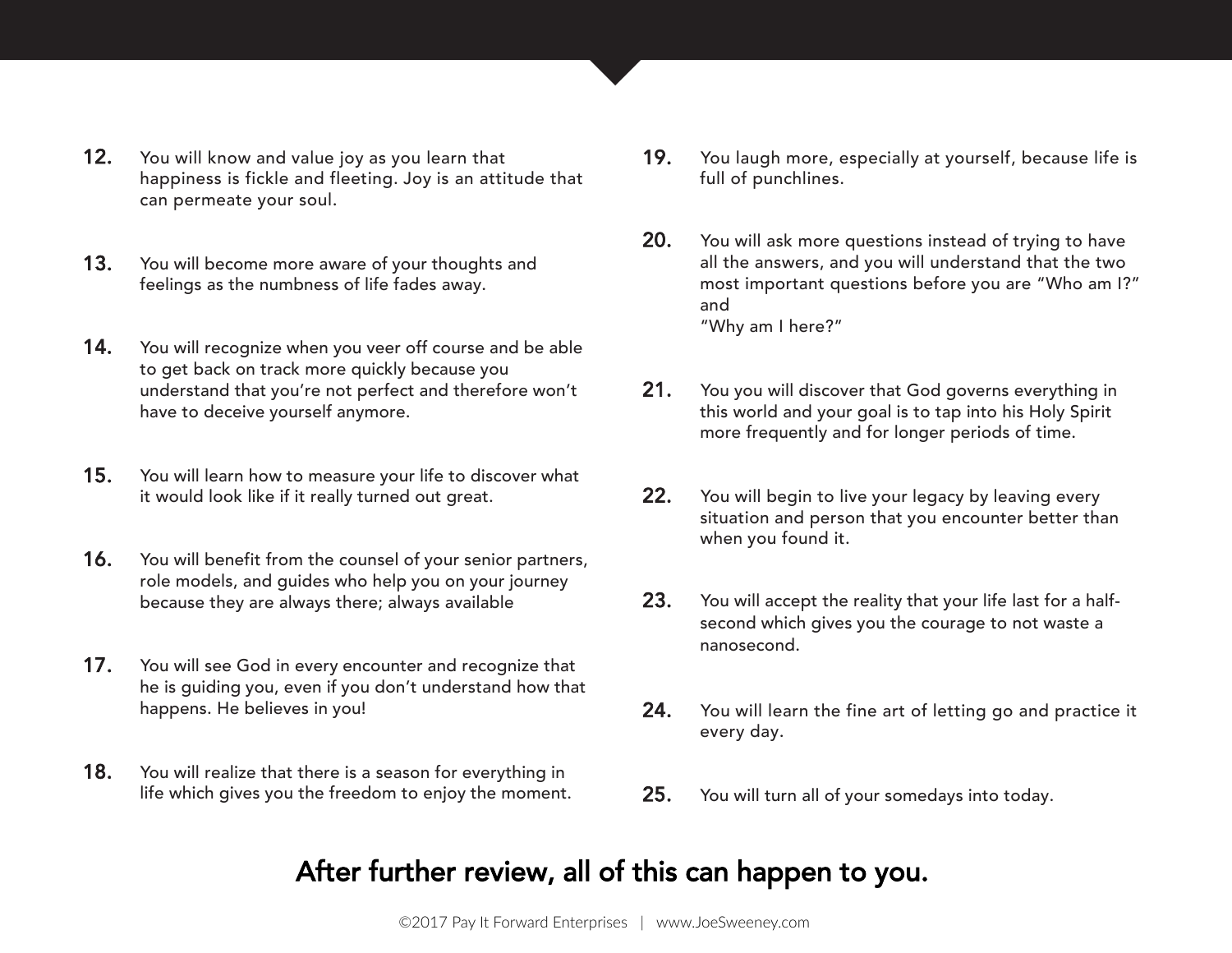12. You will know and value joy as you learn that happiness is fickle and fleeting. Joy is an attitude that can permeate your soul.

13. You will become more aware of your thoughts and feelings as the numbness of life fades away.

14. You will recognize when you veer off course and be able to get back on track more quickly because you understand that you're not perfect and therefore won't have to deceive yourself anymore.

15. You will learn how to measure your life to discover what it would look like if it really turned out great.

16. You will benefit from the counsel of your senior partners, role models, and guides who help you on your journey because they are always there; always available

17. You will see God in every encounter and recognize that he is guiding you, even if you don't understand how that happens. He believes in you!

18. You will realize that there is a season for everything in life which gives you the freedom to enjoy the moment.

19. You laugh more, especially at yourself, because life is full of punchlines.

20. You will ask more questions instead of trying to have all the answers, and you will understand that the two most important questions before you are "Who am I?" and "Why am I here?"

21. You you will discover that God governs everything in this world and your goal is to tap into his Holy Spirit more frequently and for longer periods of time.

22. You will begin to live your legacy by leaving every situation and person that you encounter better than when you found it.

23. You will accept the reality that your life last for a half-second which gives you the courage to not waste a nanosecond.

24. You will learn the fine art of letting go and practice it every day.

25. You will turn all of your somedays into today.

**After further review, all of this can happen to you.**

©2017 Pay It Forward Enterprises | www.JoeSweeney.com